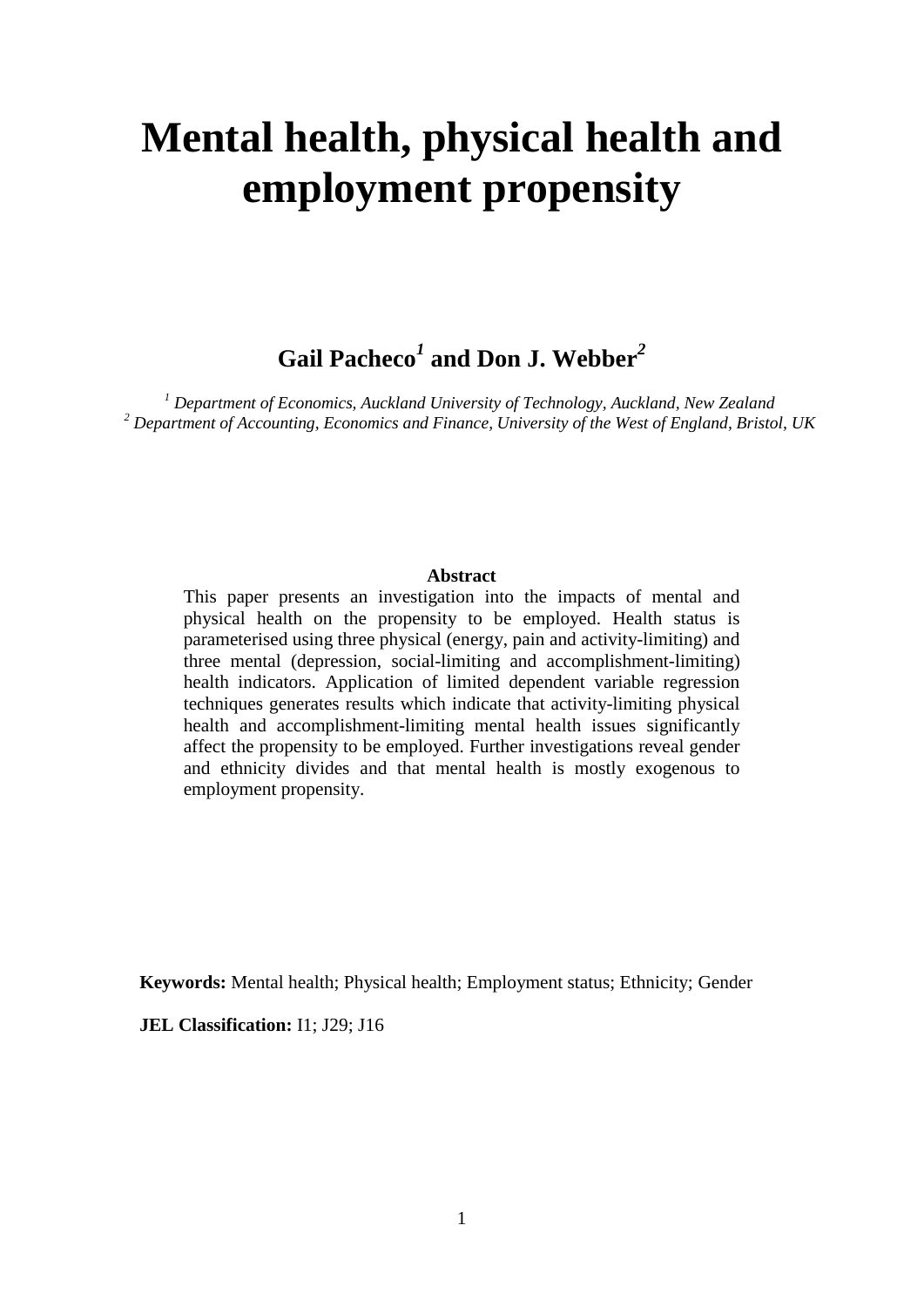# Mental health, physical health and employment propensity

**Gail Pacheco[1] and Don J. Webber[2]**

*[1] Department of Economics, Auckland University of Technology, Auckland, New Zealand*
*[2] Department of Accounting, Economics and Finance, University of the West of England, Bristol, UK*

**Abstract**

This paper presents an investigation into the impacts of mental and physical health on the propensity to be employed. Health status is parameterised using three physical (energy, pain and activity-limiting) and three mental (depression, social-limiting and accomplishment-limiting) health indicators. Application of limited dependent variable regression techniques generates results which indicate that activity-limiting physical health and accomplishment-limiting mental health issues significantly affect the propensity to be employed. Further investigations reveal gender and ethnicity divides and that mental health is mostly exogenous to employment propensity.

**Keywords:** Mental health; Physical health; Employment status; Ethnicity; Gender

**JEL Classification:** I1; J29; J16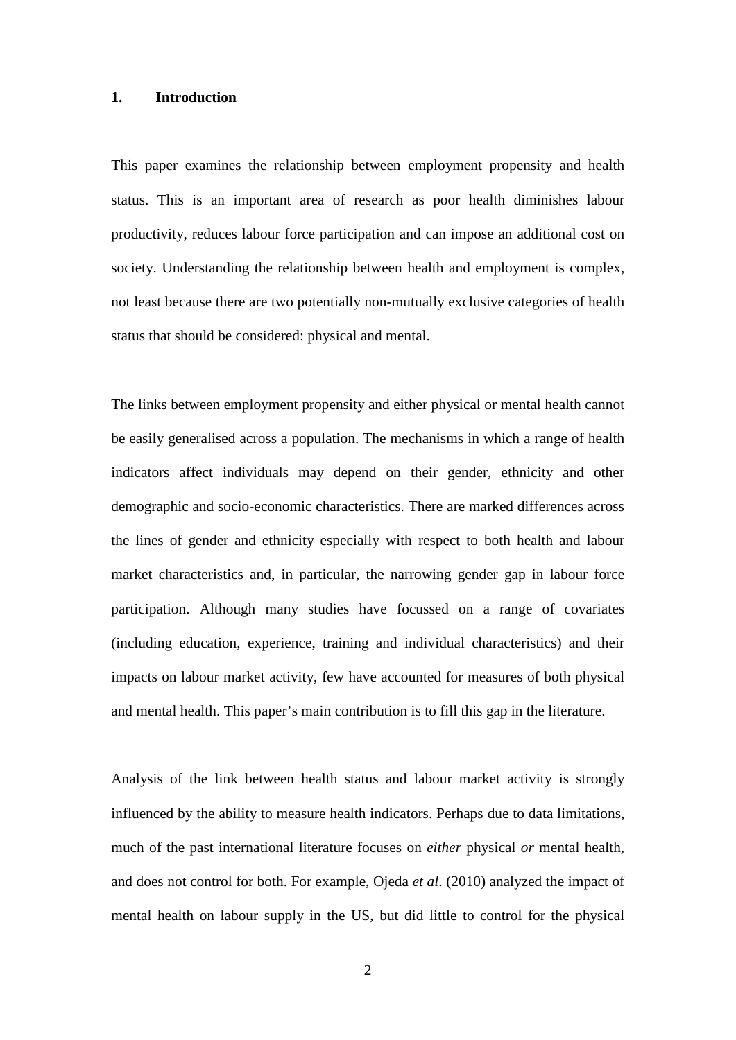## 1. Introduction

This paper examines the relationship between employment propensity and health status. This is an important area of research as poor health diminishes labour productivity, reduces labour force participation and can impose an additional cost on society. Understanding the relationship between health and employment is complex, not least because there are two potentially non-mutually exclusive categories of health status that should be considered: physical and mental.

The links between employment propensity and either physical or mental health cannot be easily generalised across a population. The mechanisms in which a range of health indicators affect individuals may depend on their gender, ethnicity and other demographic and socio-economic characteristics. There are marked differences across the lines of gender and ethnicity especially with respect to both health and labour market characteristics and, in particular, the narrowing gender gap in labour force participation. Although many studies have focussed on a range of covariates (including education, experience, training and individual characteristics) and their impacts on labour market activity, few have accounted for measures of both physical and mental health. This paper's main contribution is to fill this gap in the literature.

Analysis of the link between health status and labour market activity is strongly influenced by the ability to measure health indicators. Perhaps due to data limitations, much of the past international literature focuses on *either* physical *or* mental health, and does not control for both. For example, Ojeda *et al*. (2010) analyzed the impact of mental health on labour supply in the US, but did little to control for the physical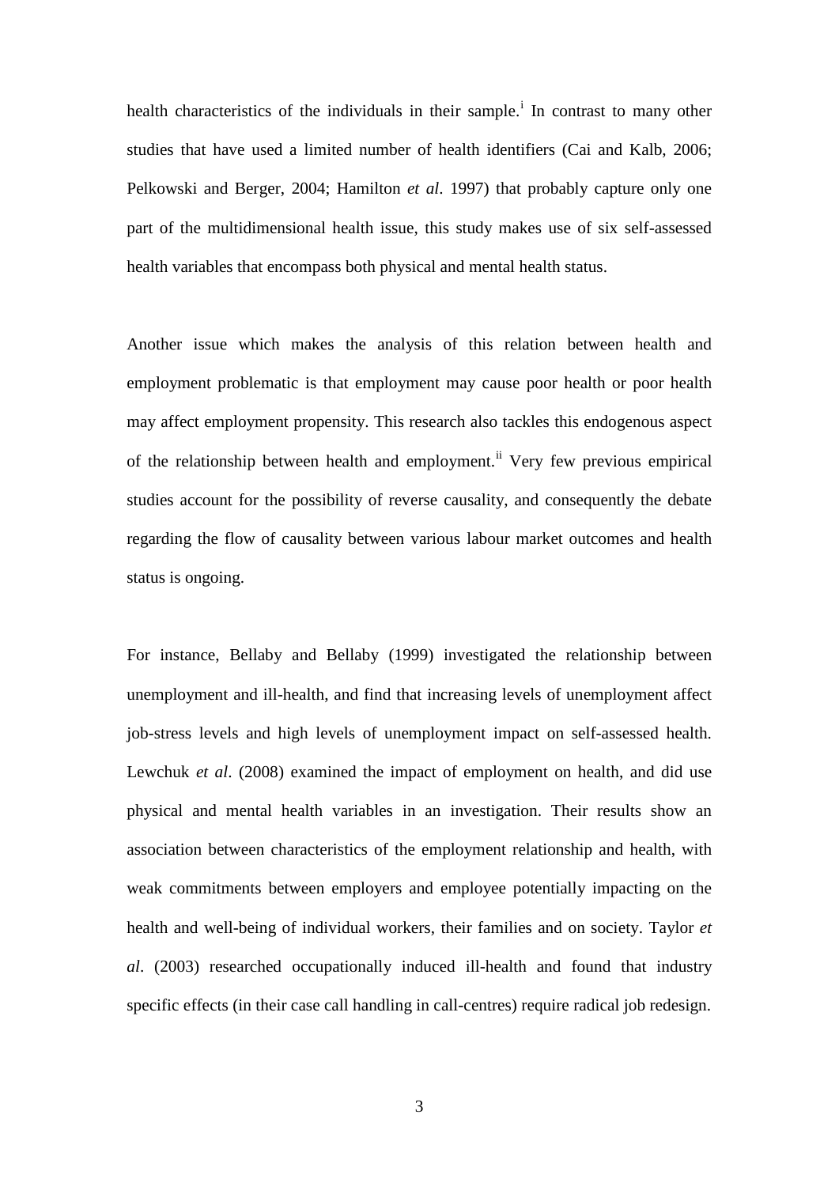health characteristics of the individuals in their sample.[i] In contrast to many other studies that have used a limited number of health identifiers (Cai and Kalb, 2006; Pelkowski and Berger, 2004; Hamilton *et al*. 1997) that probably capture only one part of the multidimensional health issue, this study makes use of six self-assessed health variables that encompass both physical and mental health status.

Another issue which makes the analysis of this relation between health and employment problematic is that employment may cause poor health or poor health may affect employment propensity. This research also tackles this endogenous aspect of the relationship between health and employment.[ii] Very few previous empirical studies account for the possibility of reverse causality, and consequently the debate regarding the flow of causality between various labour market outcomes and health status is ongoing.

For instance, Bellaby and Bellaby (1999) investigated the relationship between unemployment and ill-health, and find that increasing levels of unemployment affect job-stress levels and high levels of unemployment impact on self-assessed health. Lewchuk *et al*. (2008) examined the impact of employment on health, and did use physical and mental health variables in an investigation. Their results show an association between characteristics of the employment relationship and health, with weak commitments between employers and employee potentially impacting on the health and well-being of individual workers, their families and on society. Taylor *et al*. (2003) researched occupationally induced ill-health and found that industry specific effects (in their case call handling in call-centres) require radical job redesign.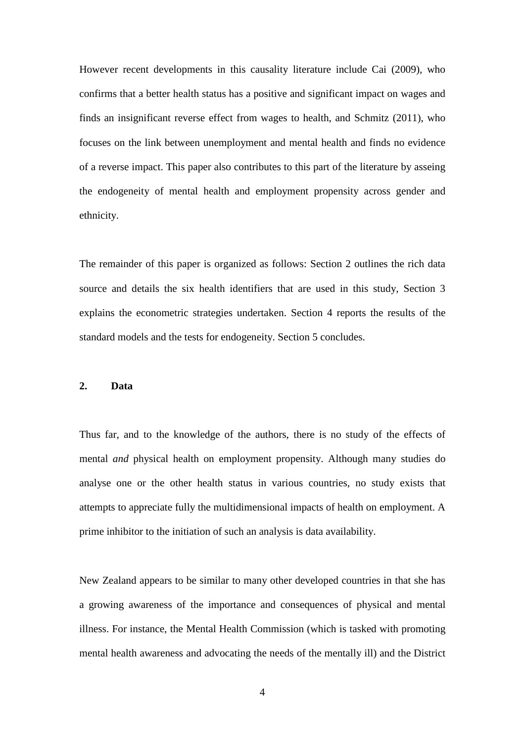However recent developments in this causality literature include Cai (2009), who confirms that a better health status has a positive and significant impact on wages and finds an insignificant reverse effect from wages to health, and Schmitz (2011), who focuses on the link between unemployment and mental health and finds no evidence of a reverse impact. This paper also contributes to this part of the literature by asseing the endogeneity of mental health and employment propensity across gender and ethnicity.

The remainder of this paper is organized as follows: Section 2 outlines the rich data source and details the six health identifiers that are used in this study, Section 3 explains the econometric strategies undertaken. Section 4 reports the results of the standard models and the tests for endogeneity. Section 5 concludes.

## 2. Data

Thus far, and to the knowledge of the authors, there is no study of the effects of mental *and* physical health on employment propensity. Although many studies do analyse one or the other health status in various countries, no study exists that attempts to appreciate fully the multidimensional impacts of health on employment. A prime inhibitor to the initiation of such an analysis is data availability.

New Zealand appears to be similar to many other developed countries in that she has a growing awareness of the importance and consequences of physical and mental illness. For instance, the Mental Health Commission (which is tasked with promoting mental health awareness and advocating the needs of the mentally ill) and the District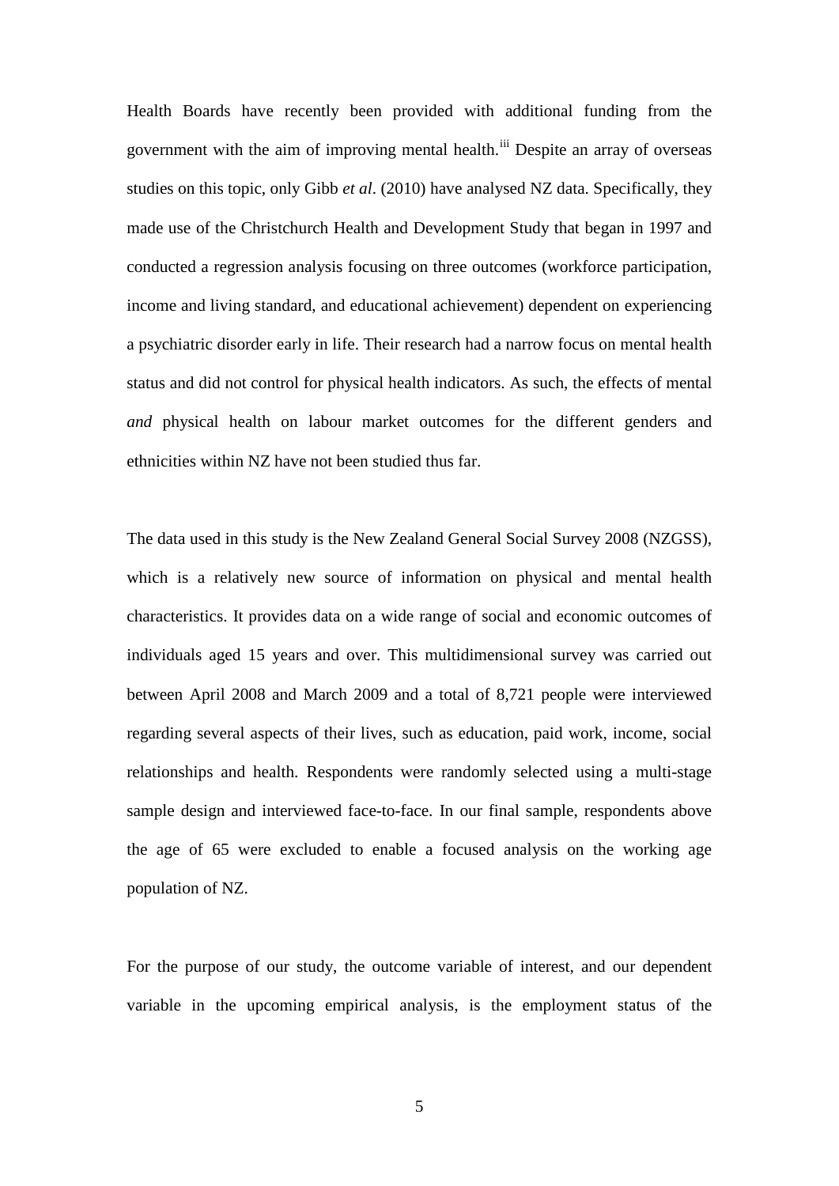Health Boards have recently been provided with additional funding from the government with the aim of improving mental health.[iii] Despite an array of overseas studies on this topic, only Gibb *et al*. (2010) have analysed NZ data. Specifically, they made use of the Christchurch Health and Development Study that began in 1997 and conducted a regression analysis focusing on three outcomes (workforce participation, income and living standard, and educational achievement) dependent on experiencing a psychiatric disorder early in life. Their research had a narrow focus on mental health status and did not control for physical health indicators. As such, the effects of mental *and* physical health on labour market outcomes for the different genders and ethnicities within NZ have not been studied thus far.

The data used in this study is the New Zealand General Social Survey 2008 (NZGSS), which is a relatively new source of information on physical and mental health characteristics. It provides data on a wide range of social and economic outcomes of individuals aged 15 years and over. This multidimensional survey was carried out between April 2008 and March 2009 and a total of 8,721 people were interviewed regarding several aspects of their lives, such as education, paid work, income, social relationships and health. Respondents were randomly selected using a multi-stage sample design and interviewed face-to-face. In our final sample, respondents above the age of 65 were excluded to enable a focused analysis on the working age population of NZ.

For the purpose of our study, the outcome variable of interest, and our dependent variable in the upcoming empirical analysis, is the employment status of the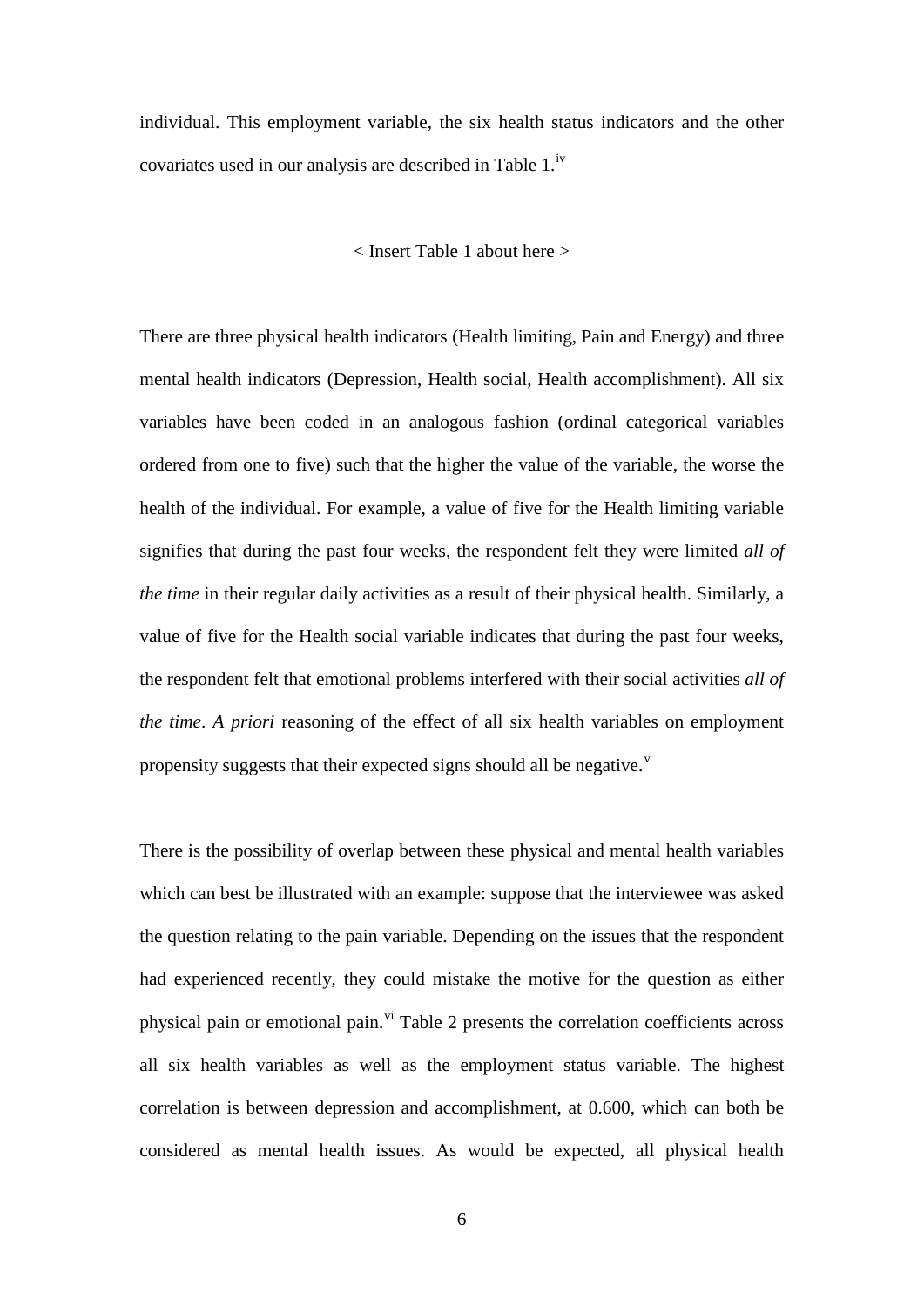individual. This employment variable, the six health status indicators and the other covariates used in our analysis are described in Table 1.[iv]

< Insert Table 1 about here >

There are three physical health indicators (Health limiting, Pain and Energy) and three mental health indicators (Depression, Health social, Health accomplishment). All six variables have been coded in an analogous fashion (ordinal categorical variables ordered from one to five) such that the higher the value of the variable, the worse the health of the individual. For example, a value of five for the Health limiting variable signifies that during the past four weeks, the respondent felt they were limited *all of the time* in their regular daily activities as a result of their physical health. Similarly, a value of five for the Health social variable indicates that during the past four weeks, the respondent felt that emotional problems interfered with their social activities *all of the time*. *A priori* reasoning of the effect of all six health variables on employment propensity suggests that their expected signs should all be negative.[v]

There is the possibility of overlap between these physical and mental health variables which can best be illustrated with an example: suppose that the interviewee was asked the question relating to the pain variable. Depending on the issues that the respondent had experienced recently, they could mistake the motive for the question as either physical pain or emotional pain.[vi] Table 2 presents the correlation coefficients across all six health variables as well as the employment status variable. The highest correlation is between depression and accomplishment, at 0.600, which can both be considered as mental health issues. As would be expected, all physical health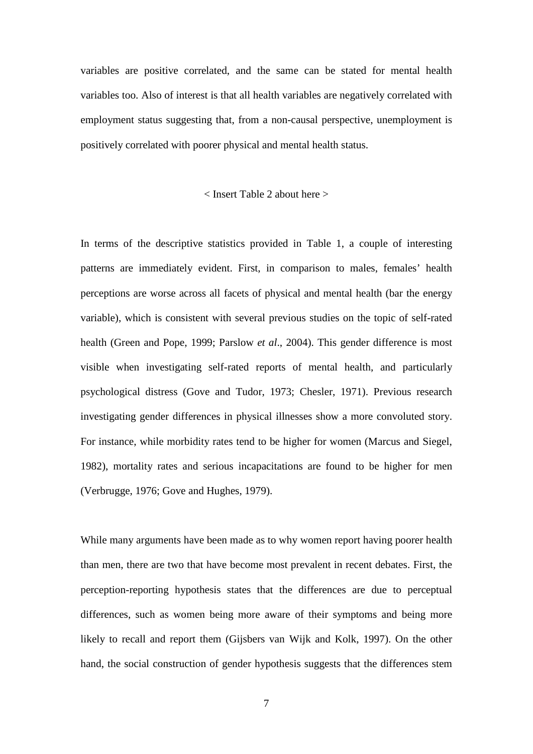variables are positive correlated, and the same can be stated for mental health variables too. Also of interest is that all health variables are negatively correlated with employment status suggesting that, from a non-causal perspective, unemployment is positively correlated with poorer physical and mental health status.

< Insert Table 2 about here >

In terms of the descriptive statistics provided in Table 1, a couple of interesting patterns are immediately evident. First, in comparison to males, females' health perceptions are worse across all facets of physical and mental health (bar the energy variable), which is consistent with several previous studies on the topic of self-rated health (Green and Pope, 1999; Parslow *et al*., 2004). This gender difference is most visible when investigating self-rated reports of mental health, and particularly psychological distress (Gove and Tudor, 1973; Chesler, 1971). Previous research investigating gender differences in physical illnesses show a more convoluted story. For instance, while morbidity rates tend to be higher for women (Marcus and Siegel, 1982), mortality rates and serious incapacitations are found to be higher for men (Verbrugge, 1976; Gove and Hughes, 1979).

While many arguments have been made as to why women report having poorer health than men, there are two that have become most prevalent in recent debates. First, the perception-reporting hypothesis states that the differences are due to perceptual differences, such as women being more aware of their symptoms and being more likely to recall and report them (Gijsbers van Wijk and Kolk, 1997). On the other hand, the social construction of gender hypothesis suggests that the differences stem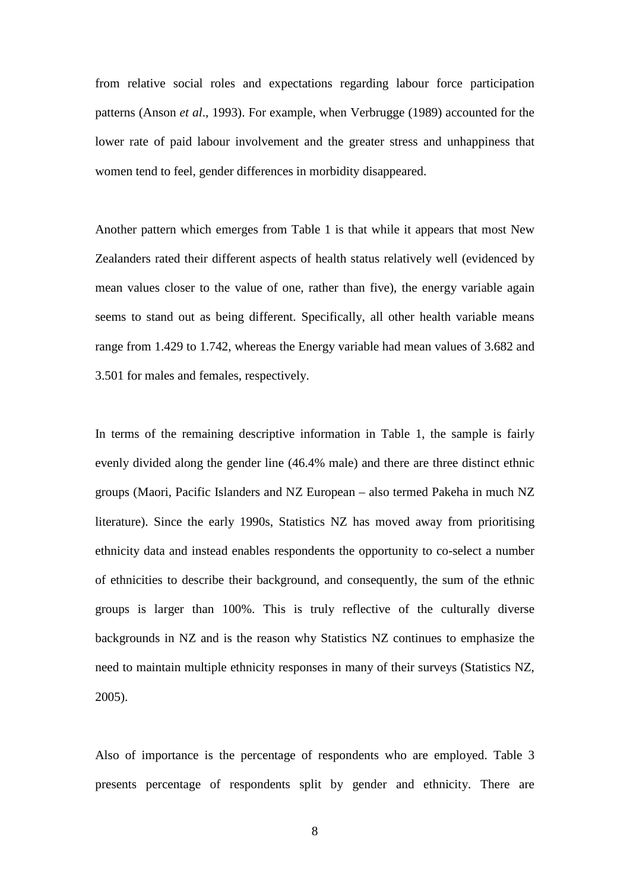from relative social roles and expectations regarding labour force participation patterns (Anson *et al*., 1993). For example, when Verbrugge (1989) accounted for the lower rate of paid labour involvement and the greater stress and unhappiness that women tend to feel, gender differences in morbidity disappeared.

Another pattern which emerges from Table 1 is that while it appears that most New Zealanders rated their different aspects of health status relatively well (evidenced by mean values closer to the value of one, rather than five), the energy variable again seems to stand out as being different. Specifically, all other health variable means range from 1.429 to 1.742, whereas the Energy variable had mean values of 3.682 and 3.501 for males and females, respectively.

In terms of the remaining descriptive information in Table 1, the sample is fairly evenly divided along the gender line (46.4% male) and there are three distinct ethnic groups (Maori, Pacific Islanders and NZ European – also termed Pakeha in much NZ literature). Since the early 1990s, Statistics NZ has moved away from prioritising ethnicity data and instead enables respondents the opportunity to co-select a number of ethnicities to describe their background, and consequently, the sum of the ethnic groups is larger than 100%. This is truly reflective of the culturally diverse backgrounds in NZ and is the reason why Statistics NZ continues to emphasize the need to maintain multiple ethnicity responses in many of their surveys (Statistics NZ, 2005).

Also of importance is the percentage of respondents who are employed. Table 3 presents percentage of respondents split by gender and ethnicity. There are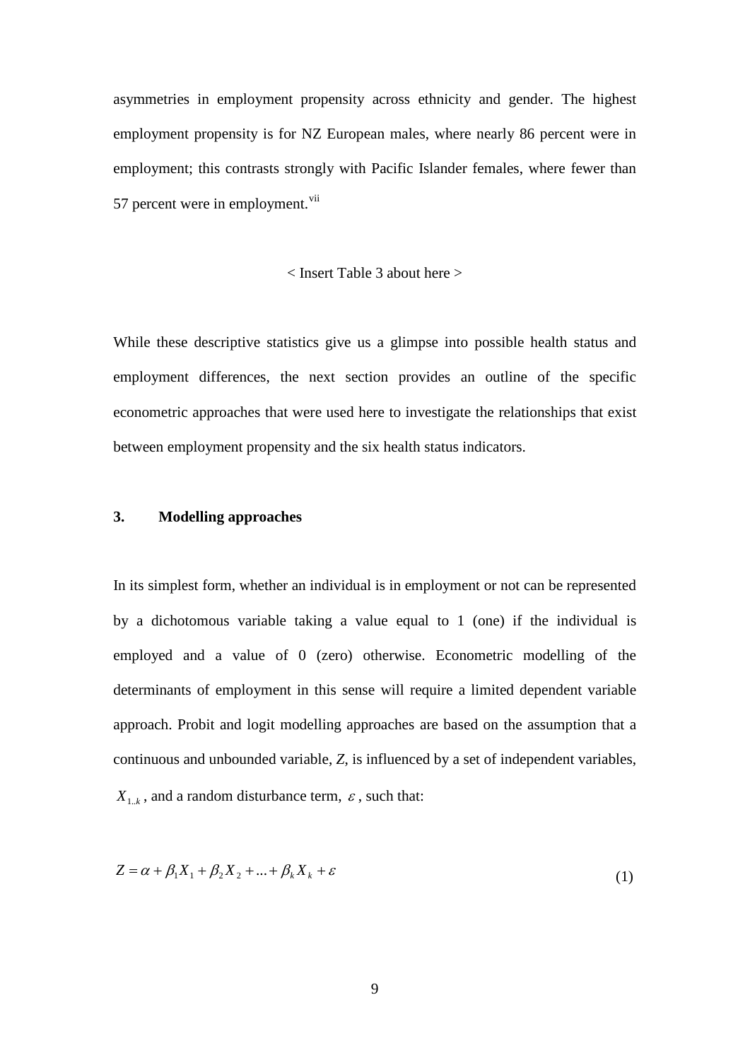asymmetries in employment propensity across ethnicity and gender. The highest employment propensity is for NZ European males, where nearly 86 percent were in employment; this contrasts strongly with Pacific Islander females, where fewer than 57 percent were in employment.[vii]

< Insert Table 3 about here >

While these descriptive statistics give us a glimpse into possible health status and employment differences, the next section provides an outline of the specific econometric approaches that were used here to investigate the relationships that exist between employment propensity and the six health status indicators.

## 3. Modelling approaches

In its simplest form, whether an individual is in employment or not can be represented by a dichotomous variable taking a value equal to 1 (one) if the individual is employed and a value of 0 (zero) otherwise. Econometric modelling of the determinants of employment in this sense will require a limited dependent variable approach. Probit and logit modelling approaches are based on the assumption that a continuous and unbounded variable, *Z*, is influenced by a set of independent variables, $X_{1..k}$, and a random disturbance term, $\varepsilon$, such that:

$$Z = \alpha + \beta_1 X_1 + \beta_2 X_2 + ... + \beta_k X_k + \varepsilon \tag{1}$$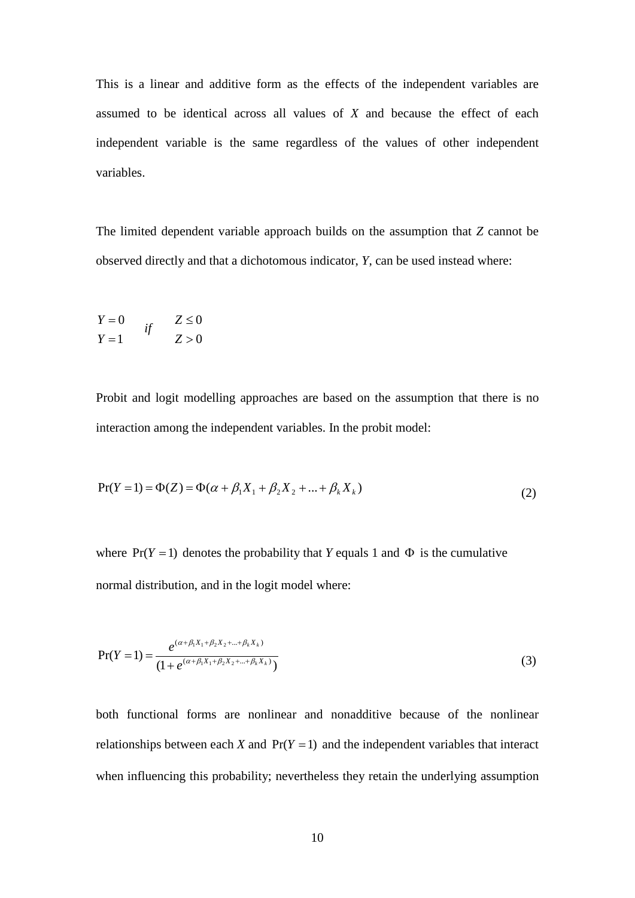This is a linear and additive form as the effects of the independent variables are assumed to be identical across all values of $X$ and because the effect of each independent variable is the same regardless of the values of other independent variables.

The limited dependent variable approach builds on the assumption that $Z$ cannot be observed directly and that a dichotomous indicator, $Y$, can be used instead where:

$$\begin{matrix} Y = 0 & \multirow{2}{*}{if} & Z \leq 0 \\ Y = 1 & & Z > 0 \end{matrix}$$

Probit and logit modelling approaches are based on the assumption that there is no interaction among the independent variables. In the probit model:

$$\Pr(Y = 1) = \Phi(Z) = \Phi(\alpha + \beta_1 X_1 + \beta_2 X_2 + ... + \beta_k X_k) \tag{2}$$

where $\Pr(Y = 1)$ denotes the probability that $Y$ equals 1 and $\Phi$ is the cumulative normal distribution, and in the logit model where:

$$\Pr(Y = 1) = \frac{e^{(\alpha + \beta_1 X_1 + \beta_2 X_2 + ... + \beta_k X_k)}}{(1 + e^{(\alpha + \beta_1 X_1 + \beta_2 X_2 + ... + \beta_k X_k)})} \tag{3}$$

both functional forms are nonlinear and nonadditive because of the nonlinear relationships between each $X$ and $\Pr(Y = 1)$ and the independent variables that interact when influencing this probability; nevertheless they retain the underlying assumption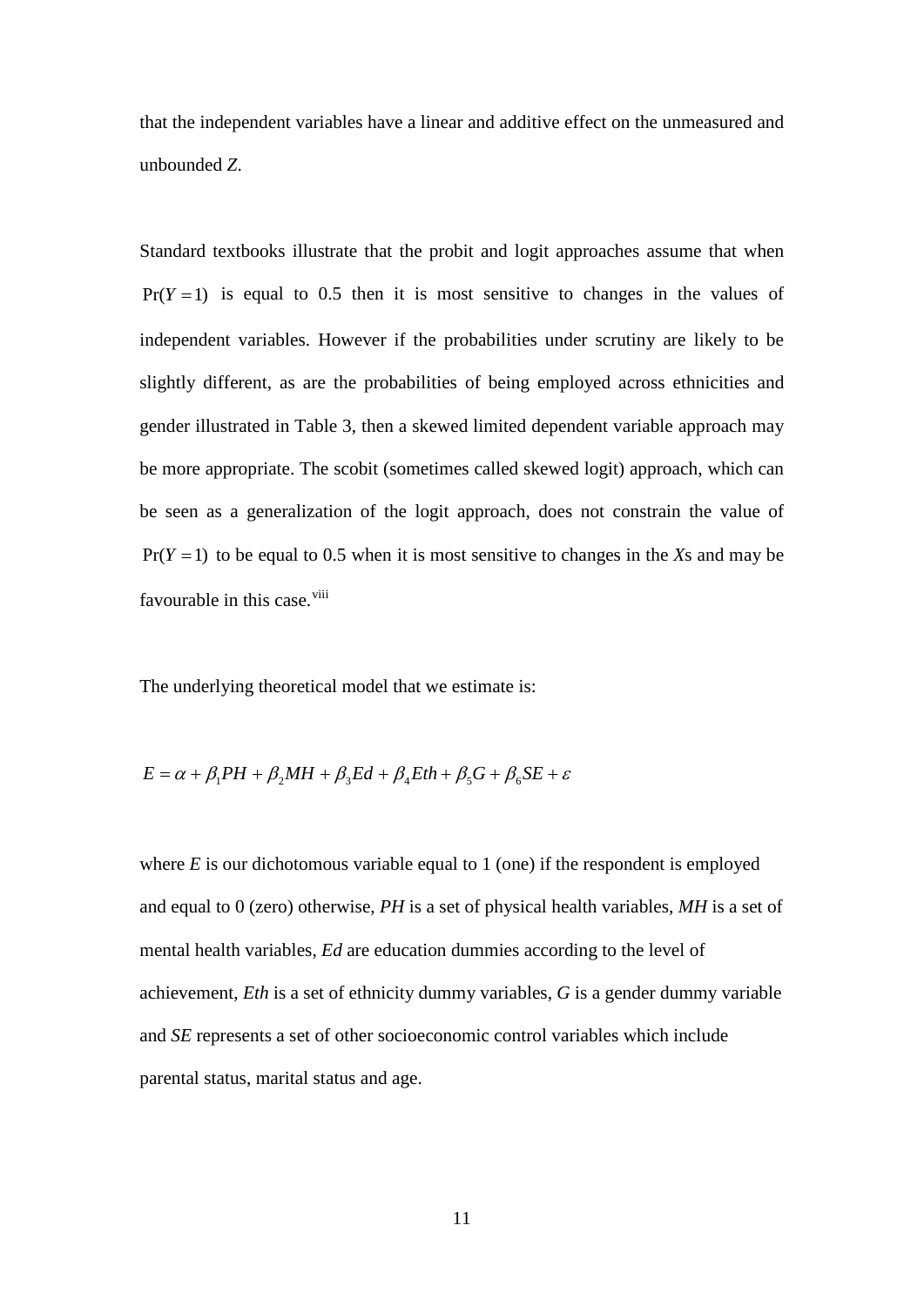that the independent variables have a linear and additive effect on the unmeasured and unbounded *Z*.

Standard textbooks illustrate that the probit and logit approaches assume that when $\Pr(Y=1)$ is equal to 0.5 then it is most sensitive to changes in the values of independent variables. However if the probabilities under scrutiny are likely to be slightly different, as are the probabilities of being employed across ethnicities and gender illustrated in Table 3, then a skewed limited dependent variable approach may be more appropriate. The scobit (sometimes called skewed logit) approach, which can be seen as a generalization of the logit approach, does not constrain the value of $\Pr(Y=1)$ to be equal to 0.5 when it is most sensitive to changes in the *X*s and may be favourable in this case.[viii]

The underlying theoretical model that we estimate is:

$$E = \alpha + \beta_1 PH + \beta_2 MH + \beta_3 Ed + \beta_4 Eth + \beta_5 G + \beta_6 SE + \varepsilon$$

where *E* is our dichotomous variable equal to 1 (one) if the respondent is employed and equal to 0 (zero) otherwise, *PH* is a set of physical health variables, *MH* is a set of mental health variables, *Ed* are education dummies according to the level of achievement, *Eth* is a set of ethnicity dummy variables, *G* is a gender dummy variable and *SE* represents a set of other socioeconomic control variables which include parental status, marital status and age.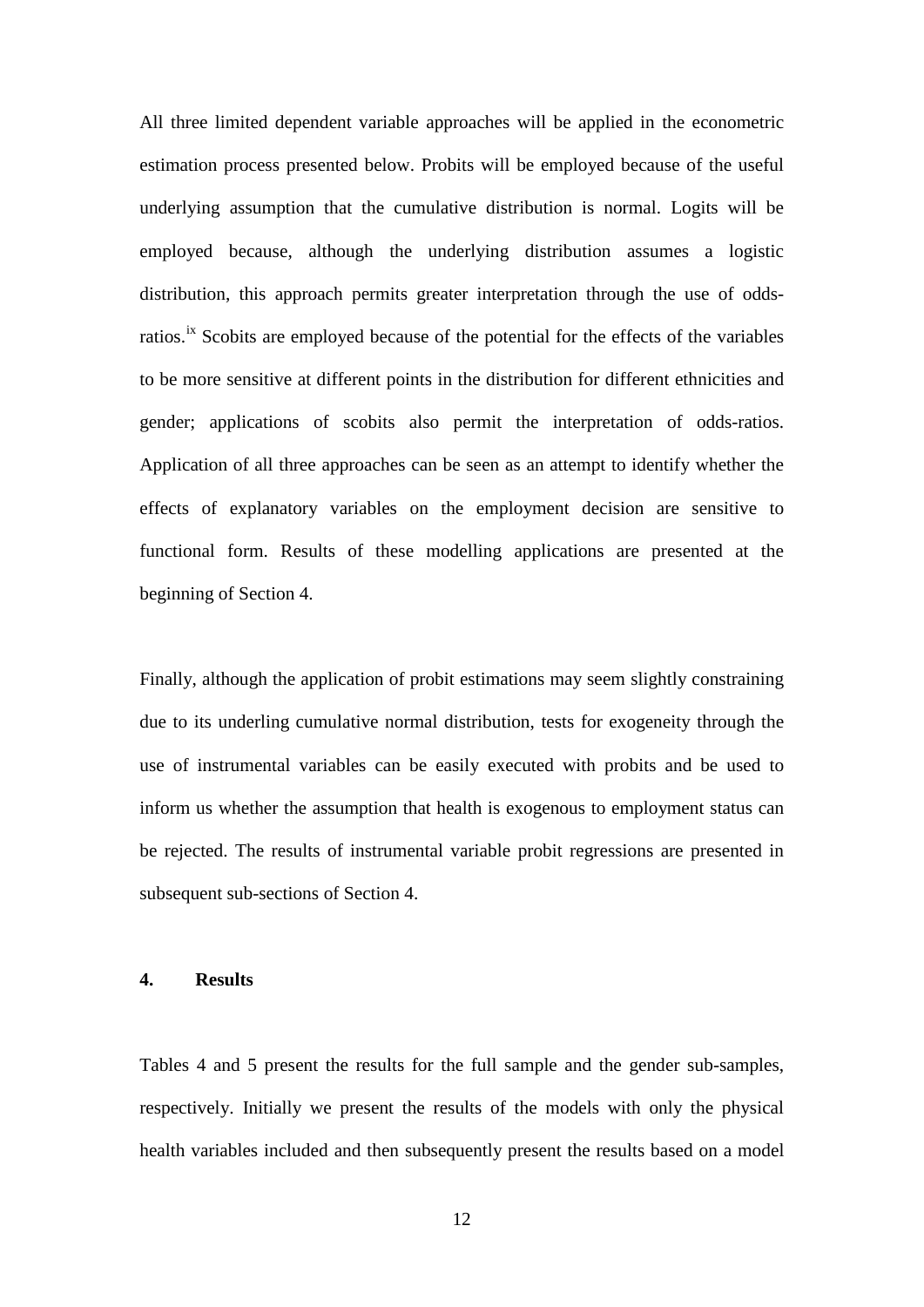All three limited dependent variable approaches will be applied in the econometric estimation process presented below. Probits will be employed because of the useful underlying assumption that the cumulative distribution is normal. Logits will be employed because, although the underlying distribution assumes a logistic distribution, this approach permits greater interpretation through the use of odds-ratios.[ix] Scobits are employed because of the potential for the effects of the variables to be more sensitive at different points in the distribution for different ethnicities and gender; applications of scobits also permit the interpretation of odds-ratios. Application of all three approaches can be seen as an attempt to identify whether the effects of explanatory variables on the employment decision are sensitive to functional form. Results of these modelling applications are presented at the beginning of Section 4.

Finally, although the application of probit estimations may seem slightly constraining due to its underling cumulative normal distribution, tests for exogeneity through the use of instrumental variables can be easily executed with probits and be used to inform us whether the assumption that health is exogenous to employment status can be rejected. The results of instrumental variable probit regressions are presented in subsequent sub-sections of Section 4.

## 4. Results

Tables 4 and 5 present the results for the full sample and the gender sub-samples, respectively. Initially we present the results of the models with only the physical health variables included and then subsequently present the results based on a model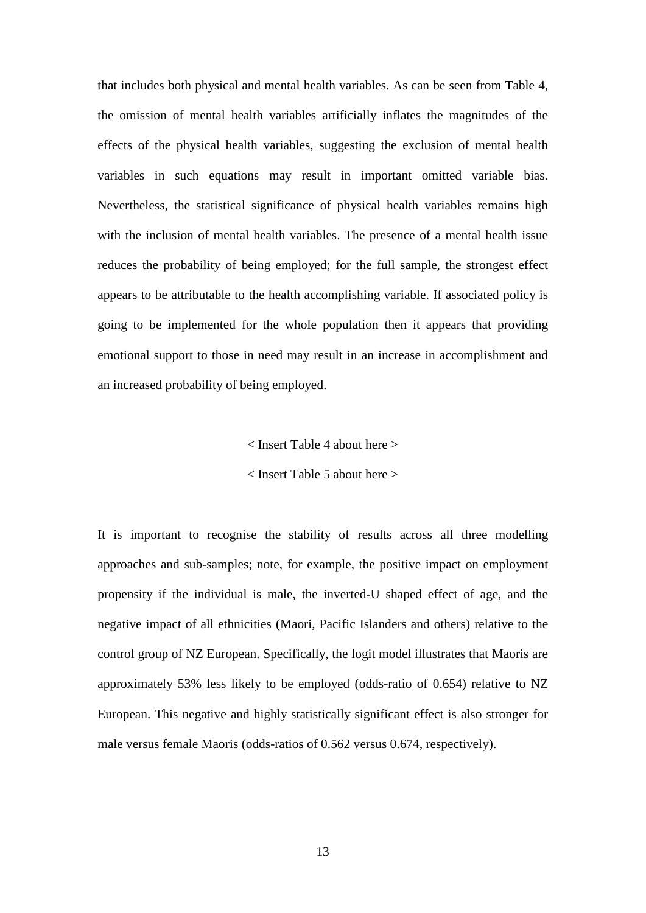that includes both physical and mental health variables. As can be seen from Table 4, the omission of mental health variables artificially inflates the magnitudes of the effects of the physical health variables, suggesting the exclusion of mental health variables in such equations may result in important omitted variable bias. Nevertheless, the statistical significance of physical health variables remains high with the inclusion of mental health variables. The presence of a mental health issue reduces the probability of being employed; for the full sample, the strongest effect appears to be attributable to the health accomplishing variable. If associated policy is going to be implemented for the whole population then it appears that providing emotional support to those in need may result in an increase in accomplishment and an increased probability of being employed.

< Insert Table 4 about here >

< Insert Table 5 about here >

It is important to recognise the stability of results across all three modelling approaches and sub-samples; note, for example, the positive impact on employment propensity if the individual is male, the inverted-U shaped effect of age, and the negative impact of all ethnicities (Maori, Pacific Islanders and others) relative to the control group of NZ European. Specifically, the logit model illustrates that Maoris are approximately 53% less likely to be employed (odds-ratio of 0.654) relative to NZ European. This negative and highly statistically significant effect is also stronger for male versus female Maoris (odds-ratios of 0.562 versus 0.674, respectively).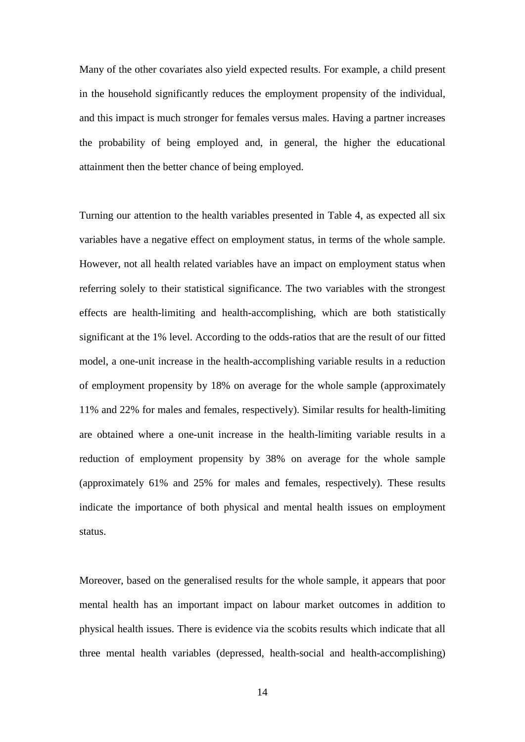Many of the other covariates also yield expected results. For example, a child present in the household significantly reduces the employment propensity of the individual, and this impact is much stronger for females versus males. Having a partner increases the probability of being employed and, in general, the higher the educational attainment then the better chance of being employed.

Turning our attention to the health variables presented in Table 4, as expected all six variables have a negative effect on employment status, in terms of the whole sample. However, not all health related variables have an impact on employment status when referring solely to their statistical significance. The two variables with the strongest effects are health-limiting and health-accomplishing, which are both statistically significant at the 1% level. According to the odds-ratios that are the result of our fitted model, a one-unit increase in the health-accomplishing variable results in a reduction of employment propensity by 18% on average for the whole sample (approximately 11% and 22% for males and females, respectively). Similar results for health-limiting are obtained where a one-unit increase in the health-limiting variable results in a reduction of employment propensity by 38% on average for the whole sample (approximately 61% and 25% for males and females, respectively). These results indicate the importance of both physical and mental health issues on employment status.

Moreover, based on the generalised results for the whole sample, it appears that poor mental health has an important impact on labour market outcomes in addition to physical health issues. There is evidence via the scobits results which indicate that all three mental health variables (depressed, health-social and health-accomplishing)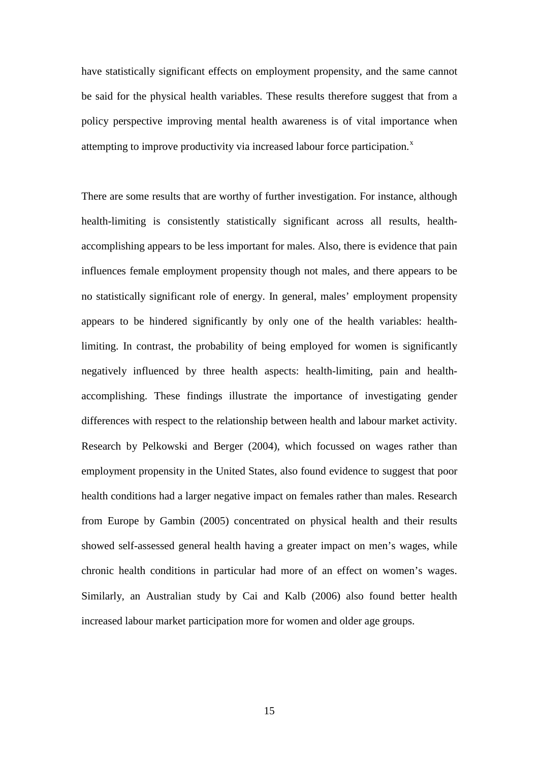have statistically significant effects on employment propensity, and the same cannot be said for the physical health variables. These results therefore suggest that from a policy perspective improving mental health awareness is of vital importance when attempting to improve productivity via increased labour force participation.[x]

There are some results that are worthy of further investigation. For instance, although health-limiting is consistently statistically significant across all results, health-accomplishing appears to be less important for males. Also, there is evidence that pain influences female employment propensity though not males, and there appears to be no statistically significant role of energy. In general, males' employment propensity appears to be hindered significantly by only one of the health variables: health-limiting. In contrast, the probability of being employed for women is significantly negatively influenced by three health aspects: health-limiting, pain and health-accomplishing. These findings illustrate the importance of investigating gender differences with respect to the relationship between health and labour market activity. Research by Pelkowski and Berger (2004), which focussed on wages rather than employment propensity in the United States, also found evidence to suggest that poor health conditions had a larger negative impact on females rather than males. Research from Europe by Gambin (2005) concentrated on physical health and their results showed self-assessed general health having a greater impact on men's wages, while chronic health conditions in particular had more of an effect on women's wages. Similarly, an Australian study by Cai and Kalb (2006) also found better health increased labour market participation more for women and older age groups.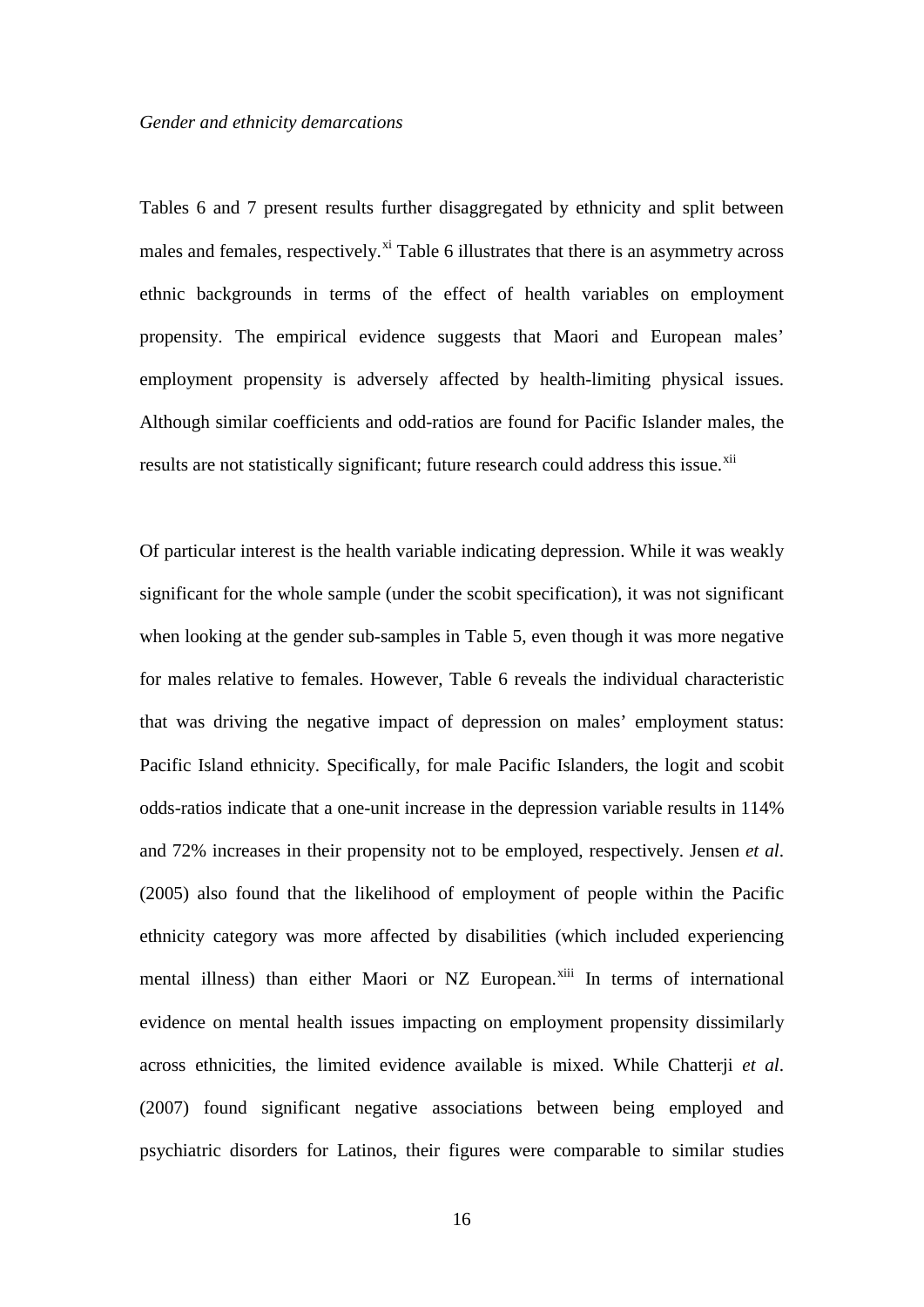*Gender and ethnicity demarcations*

Tables 6 and 7 present results further disaggregated by ethnicity and split between males and females, respectively.[xi] Table 6 illustrates that there is an asymmetry across ethnic backgrounds in terms of the effect of health variables on employment propensity. The empirical evidence suggests that Maori and European males' employment propensity is adversely affected by health-limiting physical issues. Although similar coefficients and odd-ratios are found for Pacific Islander males, the results are not statistically significant; future research could address this issue.[xii]

Of particular interest is the health variable indicating depression. While it was weakly significant for the whole sample (under the scobit specification), it was not significant when looking at the gender sub-samples in Table 5, even though it was more negative for males relative to females. However, Table 6 reveals the individual characteristic that was driving the negative impact of depression on males' employment status: Pacific Island ethnicity. Specifically, for male Pacific Islanders, the logit and scobit odds-ratios indicate that a one-unit increase in the depression variable results in 114% and 72% increases in their propensity not to be employed, respectively. Jensen *et al*. (2005) also found that the likelihood of employment of people within the Pacific ethnicity category was more affected by disabilities (which included experiencing mental illness) than either Maori or NZ European.[xiii] In terms of international evidence on mental health issues impacting on employment propensity dissimilarly across ethnicities, the limited evidence available is mixed. While Chatterji *et al*. (2007) found significant negative associations between being employed and psychiatric disorders for Latinos, their figures were comparable to similar studies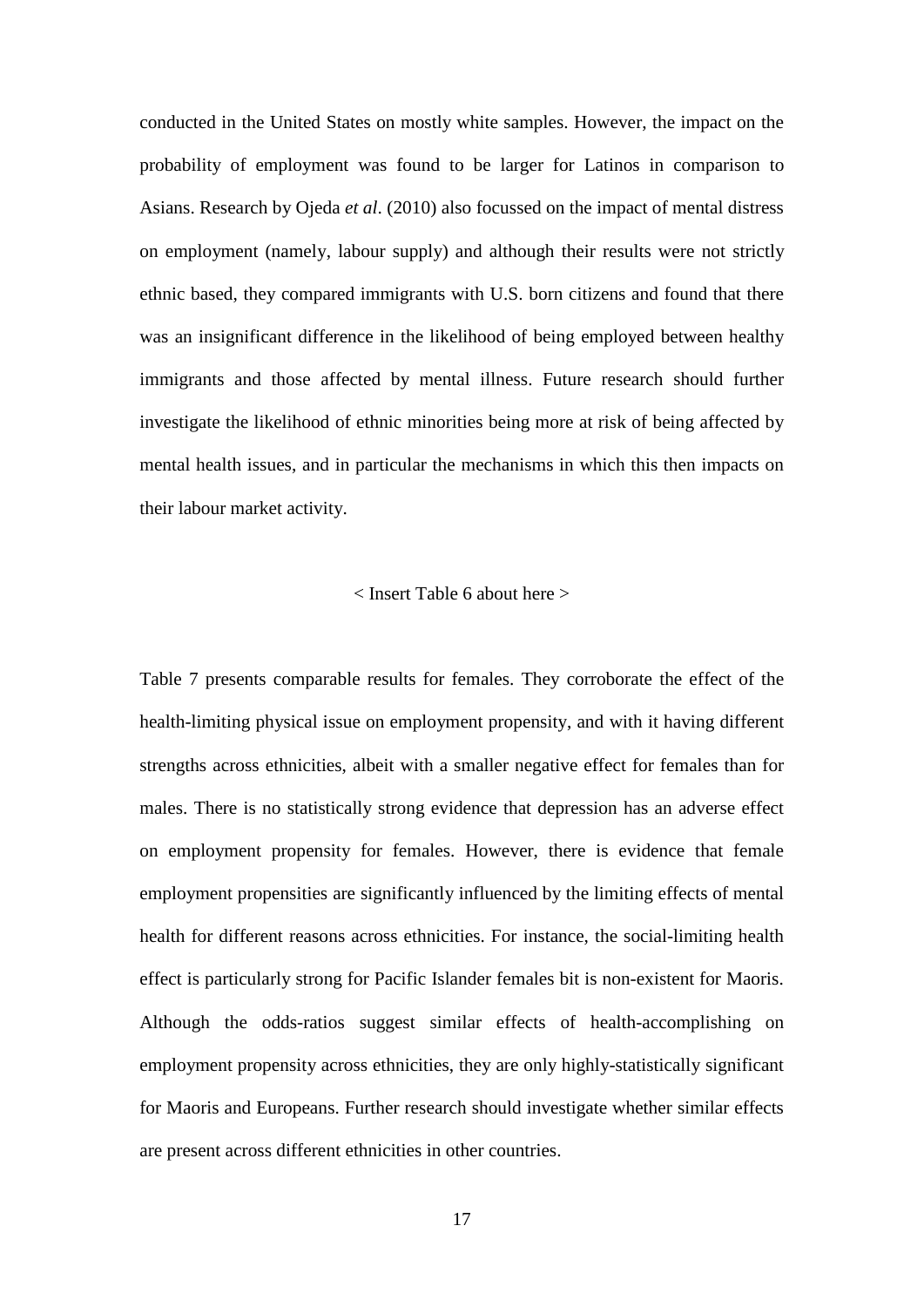conducted in the United States on mostly white samples. However, the impact on the probability of employment was found to be larger for Latinos in comparison to Asians. Research by Ojeda *et al*. (2010) also focussed on the impact of mental distress on employment (namely, labour supply) and although their results were not strictly ethnic based, they compared immigrants with U.S. born citizens and found that there was an insignificant difference in the likelihood of being employed between healthy immigrants and those affected by mental illness. Future research should further investigate the likelihood of ethnic minorities being more at risk of being affected by mental health issues, and in particular the mechanisms in which this then impacts on their labour market activity.

< Insert Table 6 about here >

Table 7 presents comparable results for females. They corroborate the effect of the health-limiting physical issue on employment propensity, and with it having different strengths across ethnicities, albeit with a smaller negative effect for females than for males. There is no statistically strong evidence that depression has an adverse effect on employment propensity for females. However, there is evidence that female employment propensities are significantly influenced by the limiting effects of mental health for different reasons across ethnicities. For instance, the social-limiting health effect is particularly strong for Pacific Islander females bit is non-existent for Maoris. Although the odds-ratios suggest similar effects of health-accomplishing on employment propensity across ethnicities, they are only highly-statistically significant for Maoris and Europeans. Further research should investigate whether similar effects are present across different ethnicities in other countries.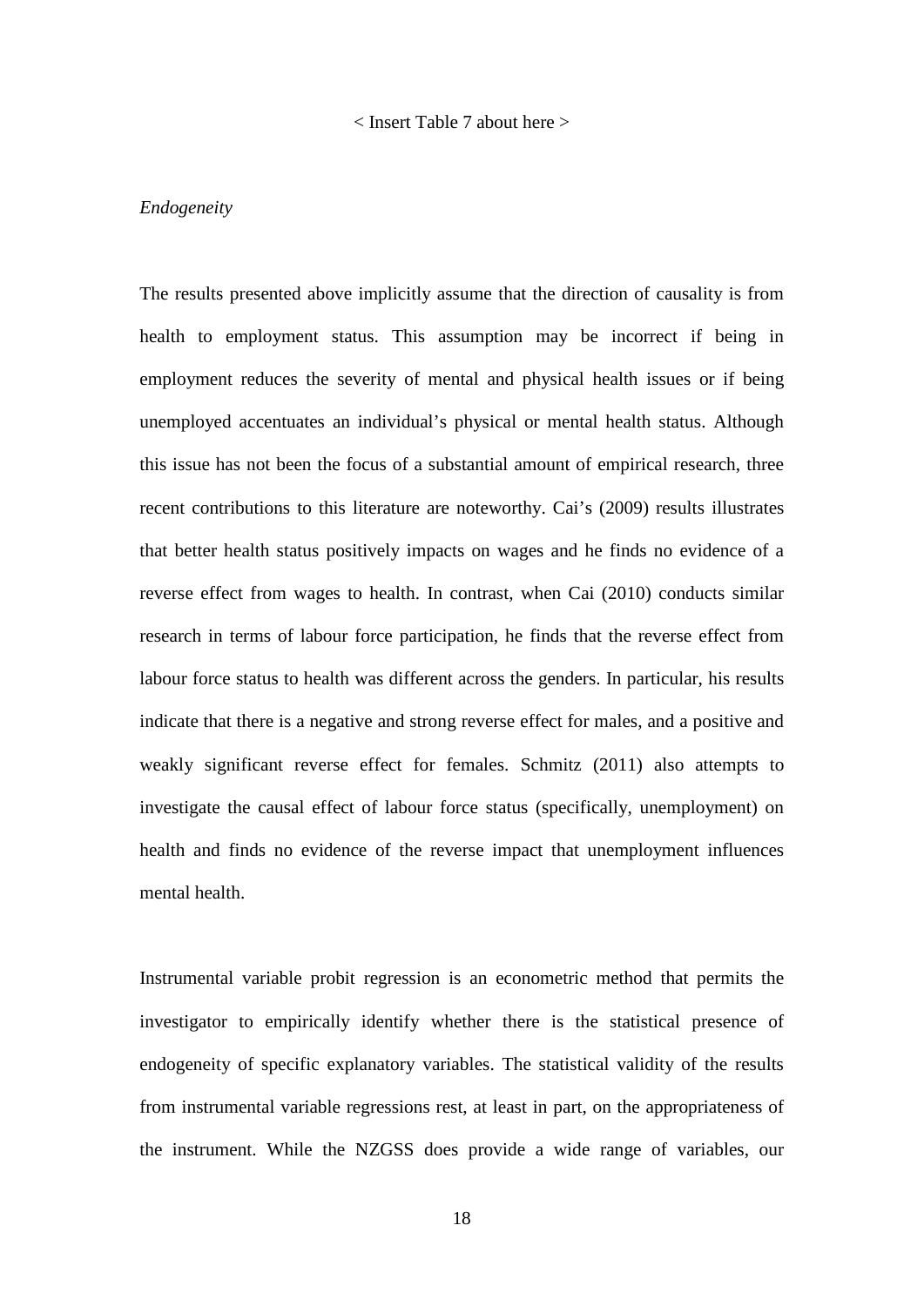< Insert Table 7 about here >

*Endogeneity*

The results presented above implicitly assume that the direction of causality is from health to employment status. This assumption may be incorrect if being in employment reduces the severity of mental and physical health issues or if being unemployed accentuates an individual's physical or mental health status. Although this issue has not been the focus of a substantial amount of empirical research, three recent contributions to this literature are noteworthy. Cai's (2009) results illustrates that better health status positively impacts on wages and he finds no evidence of a reverse effect from wages to health. In contrast, when Cai (2010) conducts similar research in terms of labour force participation, he finds that the reverse effect from labour force status to health was different across the genders. In particular, his results indicate that there is a negative and strong reverse effect for males, and a positive and weakly significant reverse effect for females. Schmitz (2011) also attempts to investigate the causal effect of labour force status (specifically, unemployment) on health and finds no evidence of the reverse impact that unemployment influences mental health.

Instrumental variable probit regression is an econometric method that permits the investigator to empirically identify whether there is the statistical presence of endogeneity of specific explanatory variables. The statistical validity of the results from instrumental variable regressions rest, at least in part, on the appropriateness of the instrument. While the NZGSS does provide a wide range of variables, our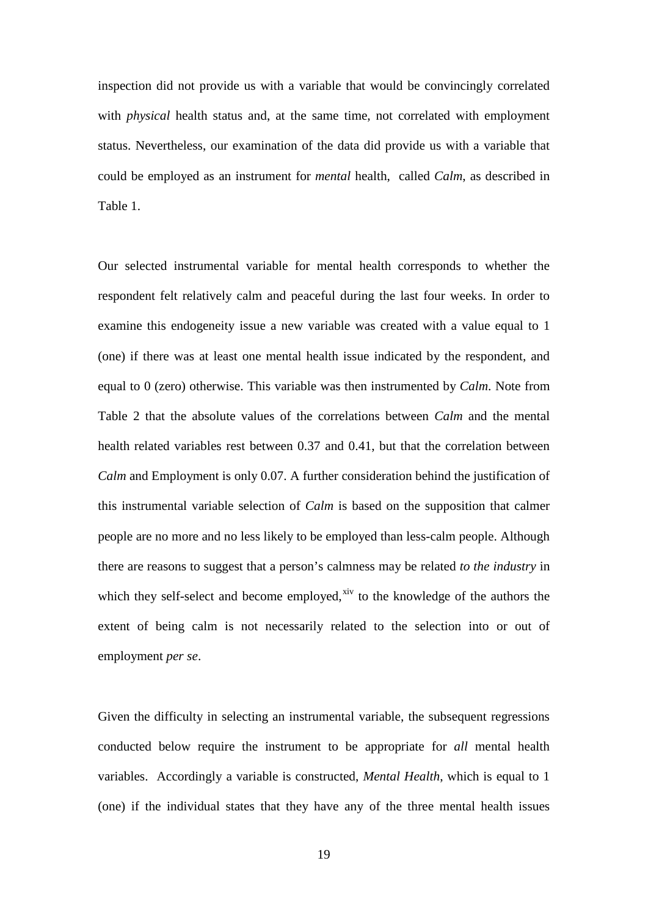inspection did not provide us with a variable that would be convincingly correlated with *physical* health status and, at the same time, not correlated with employment status. Nevertheless, our examination of the data did provide us with a variable that could be employed as an instrument for *mental* health, called *Calm*, as described in Table 1.

Our selected instrumental variable for mental health corresponds to whether the respondent felt relatively calm and peaceful during the last four weeks. In order to examine this endogeneity issue a new variable was created with a value equal to 1 (one) if there was at least one mental health issue indicated by the respondent, and equal to 0 (zero) otherwise. This variable was then instrumented by *Calm*. Note from Table 2 that the absolute values of the correlations between *Calm* and the mental health related variables rest between 0.37 and 0.41, but that the correlation between *Calm* and Employment is only 0.07. A further consideration behind the justification of this instrumental variable selection of *Calm* is based on the supposition that calmer people are no more and no less likely to be employed than less-calm people. Although there are reasons to suggest that a person's calmness may be related *to the industry* in which they self-select and become employed,[xiv] to the knowledge of the authors the extent of being calm is not necessarily related to the selection into or out of employment *per se*.

Given the difficulty in selecting an instrumental variable, the subsequent regressions conducted below require the instrument to be appropriate for *all* mental health variables. Accordingly a variable is constructed, *Mental Health*, which is equal to 1 (one) if the individual states that they have any of the three mental health issues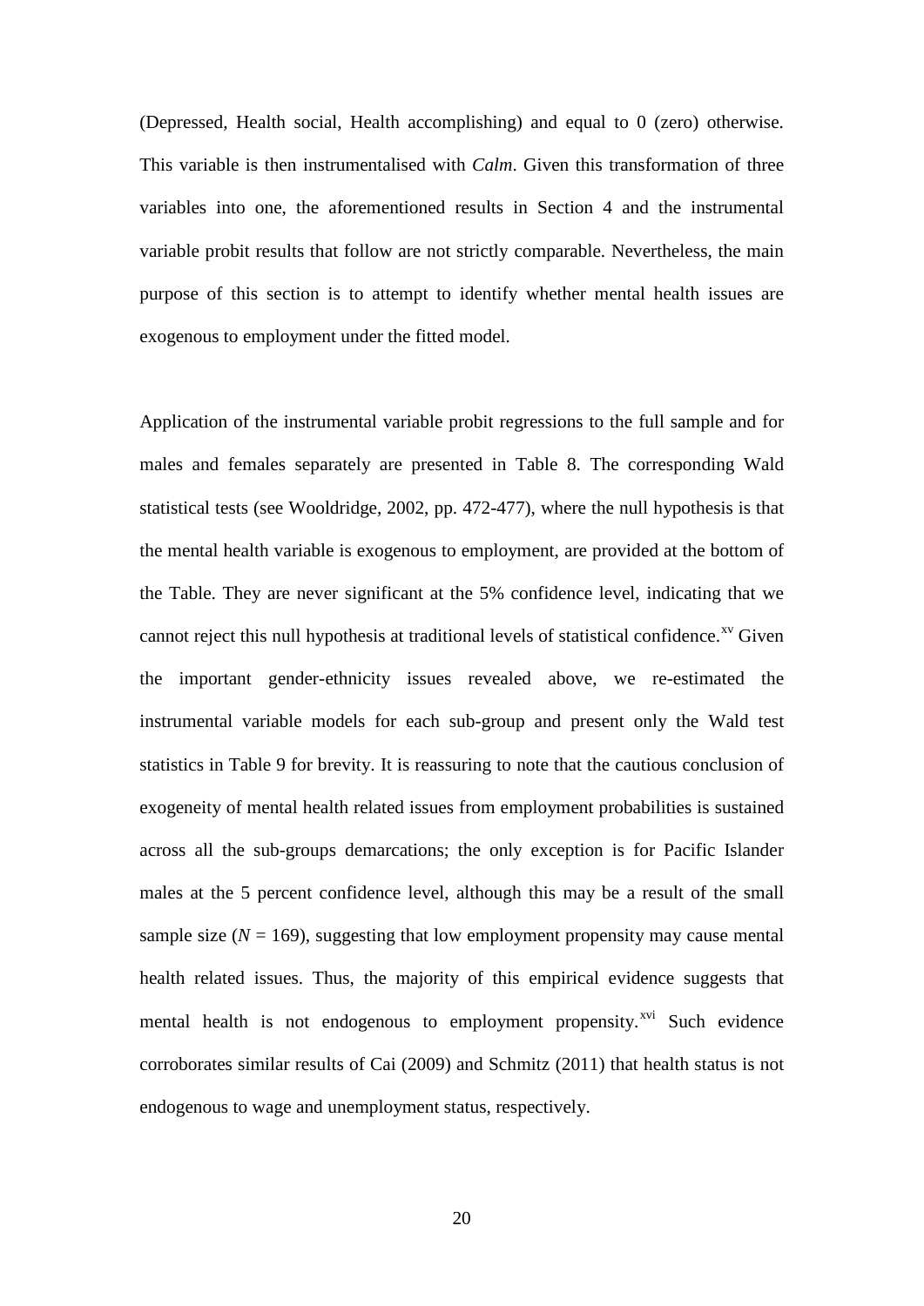(Depressed, Health social, Health accomplishing) and equal to 0 (zero) otherwise. This variable is then instrumentalised with *Calm*. Given this transformation of three variables into one, the aforementioned results in Section 4 and the instrumental variable probit results that follow are not strictly comparable. Nevertheless, the main purpose of this section is to attempt to identify whether mental health issues are exogenous to employment under the fitted model.

Application of the instrumental variable probit regressions to the full sample and for males and females separately are presented in Table 8. The corresponding Wald statistical tests (see Wooldridge, 2002, pp. 472-477), where the null hypothesis is that the mental health variable is exogenous to employment, are provided at the bottom of the Table. They are never significant at the 5% confidence level, indicating that we cannot reject this null hypothesis at traditional levels of statistical confidence.[xv] Given the important gender-ethnicity issues revealed above, we re-estimated the instrumental variable models for each sub-group and present only the Wald test statistics in Table 9 for brevity. It is reassuring to note that the cautious conclusion of exogeneity of mental health related issues from employment probabilities is sustained across all the sub-groups demarcations; the only exception is for Pacific Islander males at the 5 percent confidence level, although this may be a result of the small sample size ($N$ = 169), suggesting that low employment propensity may cause mental health related issues. Thus, the majority of this empirical evidence suggests that mental health is not endogenous to employment propensity.[xvi] Such evidence corroborates similar results of Cai (2009) and Schmitz (2011) that health status is not endogenous to wage and unemployment status, respectively.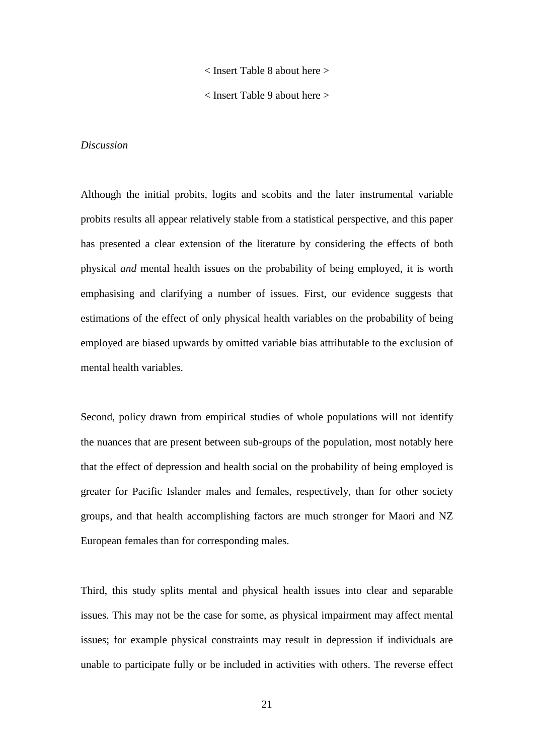< Insert Table 8 about here >

< Insert Table 9 about here >

*Discussion*

Although the initial probits, logits and scobits and the later instrumental variable probits results all appear relatively stable from a statistical perspective, and this paper has presented a clear extension of the literature by considering the effects of both physical *and* mental health issues on the probability of being employed, it is worth emphasising and clarifying a number of issues. First, our evidence suggests that estimations of the effect of only physical health variables on the probability of being employed are biased upwards by omitted variable bias attributable to the exclusion of mental health variables.

Second, policy drawn from empirical studies of whole populations will not identify the nuances that are present between sub-groups of the population, most notably here that the effect of depression and health social on the probability of being employed is greater for Pacific Islander males and females, respectively, than for other society groups, and that health accomplishing factors are much stronger for Maori and NZ European females than for corresponding males.

Third, this study splits mental and physical health issues into clear and separable issues. This may not be the case for some, as physical impairment may affect mental issues; for example physical constraints may result in depression if individuals are unable to participate fully or be included in activities with others. The reverse effect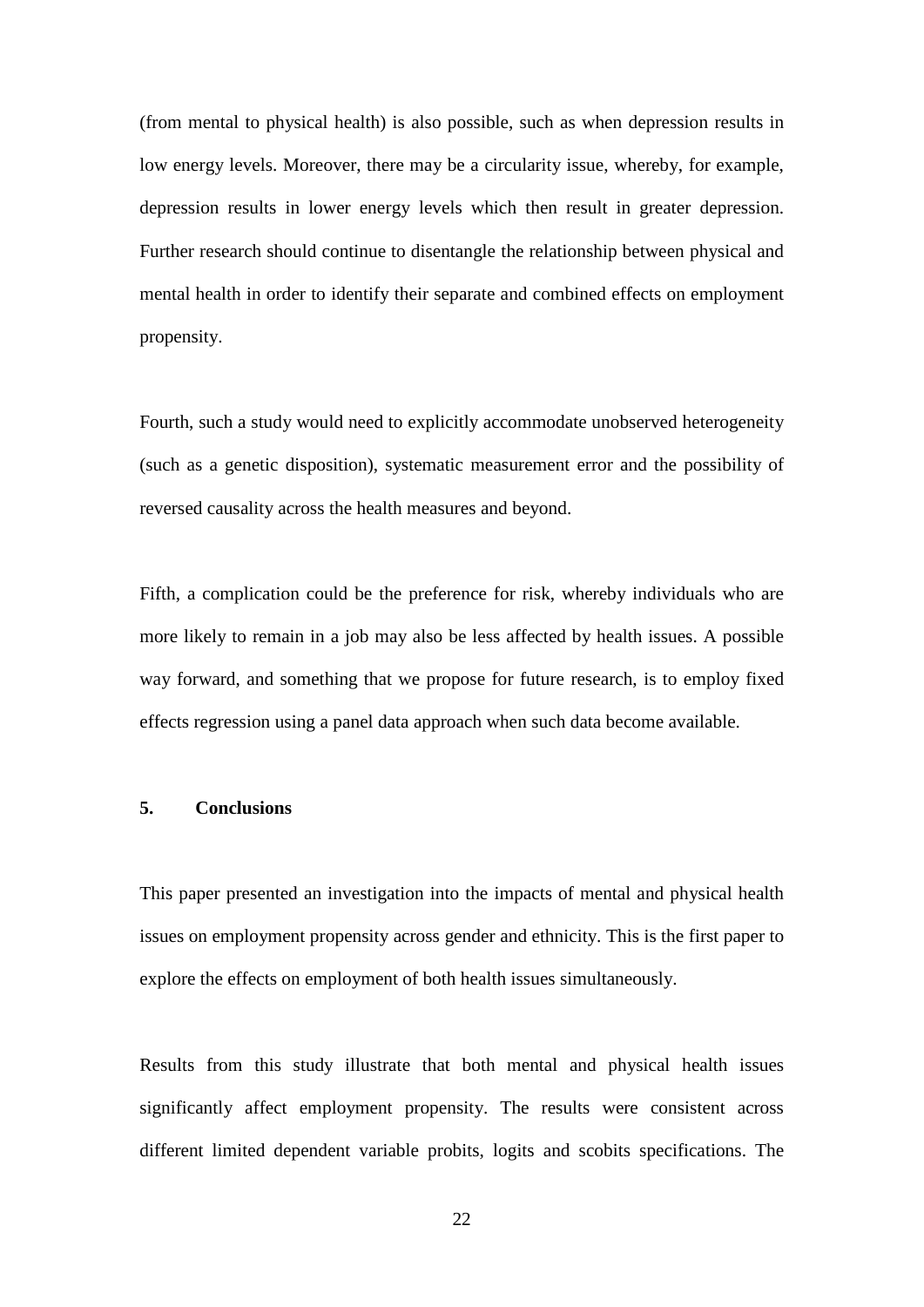(from mental to physical health) is also possible, such as when depression results in low energy levels. Moreover, there may be a circularity issue, whereby, for example, depression results in lower energy levels which then result in greater depression. Further research should continue to disentangle the relationship between physical and mental health in order to identify their separate and combined effects on employment propensity.

Fourth, such a study would need to explicitly accommodate unobserved heterogeneity (such as a genetic disposition), systematic measurement error and the possibility of reversed causality across the health measures and beyond.

Fifth, a complication could be the preference for risk, whereby individuals who are more likely to remain in a job may also be less affected by health issues. A possible way forward, and something that we propose for future research, is to employ fixed effects regression using a panel data approach when such data become available.

## 5. Conclusions

This paper presented an investigation into the impacts of mental and physical health issues on employment propensity across gender and ethnicity. This is the first paper to explore the effects on employment of both health issues simultaneously.

Results from this study illustrate that both mental and physical health issues significantly affect employment propensity. The results were consistent across different limited dependent variable probits, logits and scobits specifications. The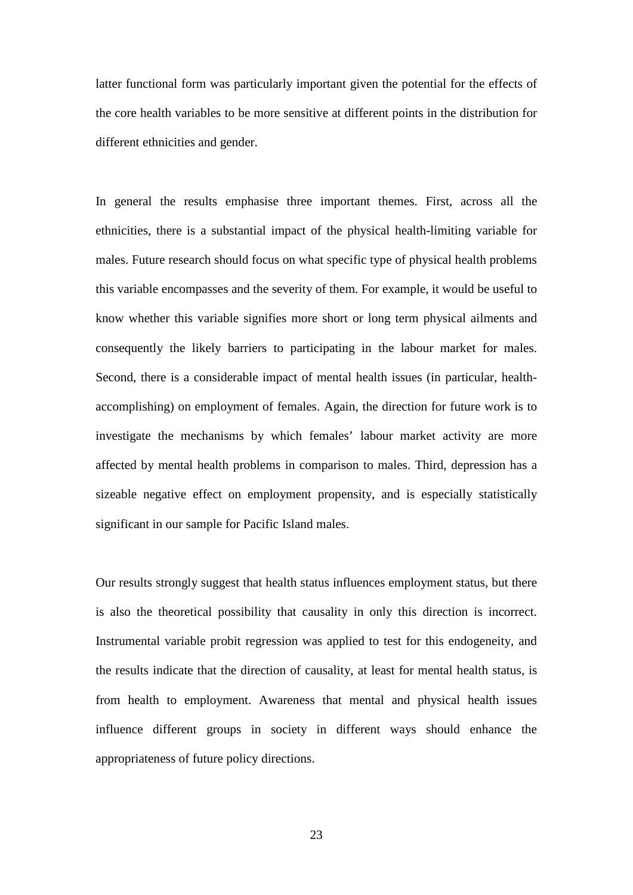latter functional form was particularly important given the potential for the effects of the core health variables to be more sensitive at different points in the distribution for different ethnicities and gender.

In general the results emphasise three important themes. First, across all the ethnicities, there is a substantial impact of the physical health-limiting variable for males. Future research should focus on what specific type of physical health problems this variable encompasses and the severity of them. For example, it would be useful to know whether this variable signifies more short or long term physical ailments and consequently the likely barriers to participating in the labour market for males. Second, there is a considerable impact of mental health issues (in particular, health-accomplishing) on employment of females. Again, the direction for future work is to investigate the mechanisms by which females' labour market activity are more affected by mental health problems in comparison to males. Third, depression has a sizeable negative effect on employment propensity, and is especially statistically significant in our sample for Pacific Island males.

Our results strongly suggest that health status influences employment status, but there is also the theoretical possibility that causality in only this direction is incorrect. Instrumental variable probit regression was applied to test for this endogeneity, and the results indicate that the direction of causality, at least for mental health status, is from health to employment. Awareness that mental and physical health issues influence different groups in society in different ways should enhance the appropriateness of future policy directions.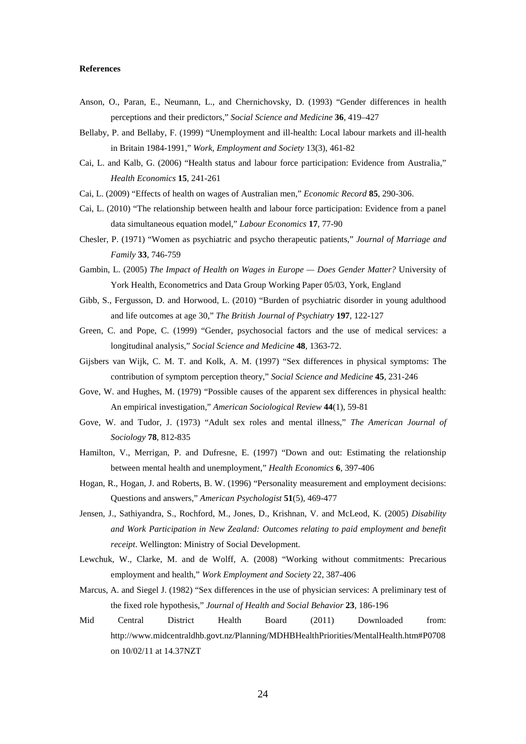**References**

Anson, O., Paran, E., Neumann, L., and Chernichovsky, D. (1993) "Gender differences in health perceptions and their predictors," *Social Science and Medicine* **36**, 419–427

Bellaby, P. and Bellaby, F. (1999) "Unemployment and ill-health: Local labour markets and ill-health in Britain 1984-1991," *Work, Employment and Society* 13(3), 461-82

Cai, L. and Kalb, G. (2006) "Health status and labour force participation: Evidence from Australia," *Health Economics* **15**, 241-261

Cai, L. (2009) "Effects of health on wages of Australian men," *Economic Record* **85**, 290-306.

Cai, L. (2010) "The relationship between health and labour force participation: Evidence from a panel data simultaneous equation model," *Labour Economics* **17**, 77-90

Chesler, P. (1971) "Women as psychiatric and psycho therapeutic patients," *Journal of Marriage and Family* **33**, 746-759

Gambin, L. (2005) *The Impact of Health on Wages in Europe — Does Gender Matter?* University of York Health, Econometrics and Data Group Working Paper 05/03, York, England

Gibb, S., Fergusson, D. and Horwood, L. (2010) "Burden of psychiatric disorder in young adulthood and life outcomes at age 30," *The British Journal of Psychiatry* **197**, 122-127

Green, C. and Pope, C. (1999) "Gender, psychosocial factors and the use of medical services: a longitudinal analysis," *Social Science and Medicine* **48**, 1363-72.

Gijsbers van Wijk, C. M. T. and Kolk, A. M. (1997) "Sex differences in physical symptoms: The contribution of symptom perception theory," *Social Science and Medicine* **45**, 231-246

Gove, W. and Hughes, M. (1979) "Possible causes of the apparent sex differences in physical health: An empirical investigation," *American Sociological Review* **44**(1), 59-81

Gove, W. and Tudor, J. (1973) "Adult sex roles and mental illness," *The American Journal of Sociology* **78**, 812-835

Hamilton, V., Merrigan, P. and Dufresne, E. (1997) "Down and out: Estimating the relationship between mental health and unemployment," *Health Economics* **6**, 397-406

Hogan, R., Hogan, J. and Roberts, B. W. (1996) "Personality measurement and employment decisions: Questions and answers," *American Psychologist* **51**(5), 469-477

Jensen, J., Sathiyandra, S., Rochford, M., Jones, D., Krishnan, V. and McLeod, K. (2005) *Disability and Work Participation in New Zealand: Outcomes relating to paid employment and benefit receipt*. Wellington: Ministry of Social Development.

Lewchuk, W., Clarke, M. and de Wolff, A. (2008) "Working without commitments: Precarious employment and health," *Work Employment and Society* 22, 387-406

Marcus, A. and Siegel J. (1982) "Sex differences in the use of physician services: A preliminary test of the fixed role hypothesis," *Journal of Health and Social Behavior* **23**, 186-196

Mid Central District Health Board (2011) Downloaded from: http://www.midcentraldhb.govt.nz/Planning/MDHBHealthPriorities/MentalHealth.htm#P0708 on 10/02/11 at 14.37NZT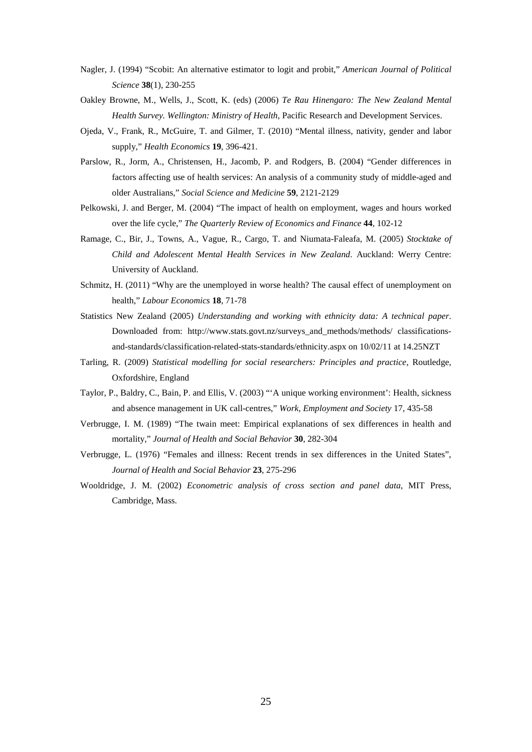Nagler, J. (1994) "Scobit: An alternative estimator to logit and probit," *American Journal of Political Science* **38**(1), 230-255

Oakley Browne, M., Wells, J., Scott, K. (eds) (2006) *Te Rau Hinengaro: The New Zealand Mental Health Survey. Wellington: Ministry of Health*, Pacific Research and Development Services.

Ojeda, V., Frank, R., McGuire, T. and Gilmer, T. (2010) "Mental illness, nativity, gender and labor supply," *Health Economics* **19**, 396-421.

Parslow, R., Jorm, A., Christensen, H., Jacomb, P. and Rodgers, B. (2004) "Gender differences in factors affecting use of health services: An analysis of a community study of middle-aged and older Australians," *Social Science and Medicine* **59**, 2121-2129

Pelkowski, J. and Berger, M. (2004) "The impact of health on employment, wages and hours worked over the life cycle," *The Quarterly Review of Economics and Finance* **44**, 102-12

Ramage, C., Bir, J., Towns, A., Vague, R., Cargo, T. and Niumata-Faleafa, M. (2005) *Stocktake of Child and Adolescent Mental Health Services in New Zealand*. Auckland: Werry Centre: University of Auckland.

Schmitz, H. (2011) "Why are the unemployed in worse health? The causal effect of unemployment on health," *Labour Economics* **18**, 71-78

Statistics New Zealand (2005) *Understanding and working with ethnicity data: A technical paper*. Downloaded from: http://www.stats.govt.nz/surveys_and_methods/methods/ classifications-and-standards/classification-related-stats-standards/ethnicity.aspx on 10/02/11 at 14.25NZT

Tarling, R. (2009) *Statistical modelling for social researchers: Principles and practice*, Routledge, Oxfordshire, England

Taylor, P., Baldry, C., Bain, P. and Ellis, V. (2003) "'A unique working environment': Health, sickness and absence management in UK call-centres," *Work, Employment and Society* 17, 435-58

Verbrugge, I. M. (1989) "The twain meet: Empirical explanations of sex differences in health and mortality," *Journal of Health and Social Behavior* **30**, 282-304

Verbrugge, L. (1976) "Females and illness: Recent trends in sex differences in the United States", *Journal of Health and Social Behavior* **23**, 275-296

Wooldridge, J. M. (2002) *Econometric analysis of cross section and panel data*, MIT Press, Cambridge, Mass.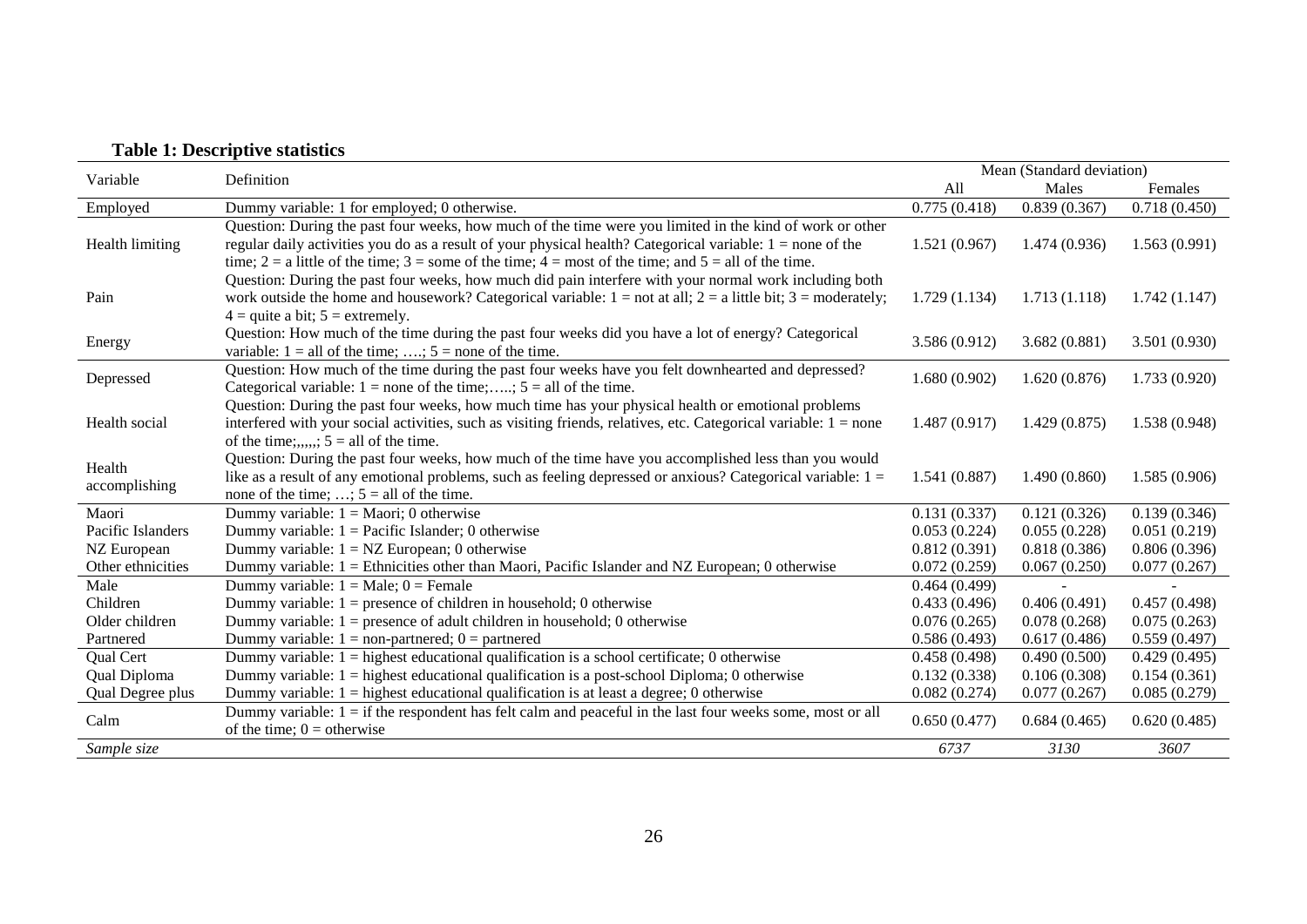**Table 1: Descriptive statistics**

| Variable | Definition | Mean (Standard deviation) | | |
|---|---|---|---|---|
| | | All | Males | Females |
| Employed | Dummy variable: 1 for employed; 0 otherwise. | 0.775 (0.418) | 0.839 (0.367) | 0.718 (0.450) |
| Health limiting | Question: During the past four weeks, how much of the time were you limited in the kind of work or other regular daily activities you do as a result of your physical health? Categorical variable: 1 = none of the time; 2 = a little of the time; 3 = some of the time; 4 = most of the time; and 5 = all of the time. | 1.521 (0.967) | 1.474 (0.936) | 1.563 (0.991) |
| Pain | Question: During the past four weeks, how much did pain interfere with your normal work including both work outside the home and housework? Categorical variable: 1 = not at all; 2 = a little bit; 3 = moderately; 4 = quite a bit; 5 = extremely. | 1.729 (1.134) | 1.713 (1.118) | 1.742 (1.147) |
| Energy | Question: How much of the time during the past four weeks did you have a lot of energy? Categorical variable: 1 = all of the time; ….; 5 = none of the time. | 3.586 (0.912) | 3.682 (0.881) | 3.501 (0.930) |
| Depressed | Question: How much of the time during the past four weeks have you felt downhearted and depressed? Categorical variable: 1 = none of the time;…..; 5 = all of the time. | 1.680 (0.902) | 1.620 (0.876) | 1.733 (0.920) |
| Health social | Question: During the past four weeks, how much time has your physical health or emotional problems interfered with your social activities, such as visiting friends, relatives, etc. Categorical variable: 1 = none of the time;,,,,,; 5 = all of the time. | 1.487 (0.917) | 1.429 (0.875) | 1.538 (0.948) |
| Health accomplishing | Question: During the past four weeks, how much of the time have you accomplished less than you would like as a result of any emotional problems, such as feeling depressed or anxious? Categorical variable: 1 = none of the time; …; 5 = all of the time. | 1.541 (0.887) | 1.490 (0.860) | 1.585 (0.906) |
| Maori | Dummy variable: 1 = Maori; 0 otherwise | 0.131 (0.337) | 0.121 (0.326) | 0.139 (0.346) |
| Pacific Islanders | Dummy variable: 1 = Pacific Islander; 0 otherwise | 0.053 (0.224) | 0.055 (0.228) | 0.051 (0.219) |
| NZ European | Dummy variable: 1 = NZ European; 0 otherwise | 0.812 (0.391) | 0.818 (0.386) | 0.806 (0.396) |
| Other ethnicities | Dummy variable: 1 = Ethnicities other than Maori, Pacific Islander and NZ European; 0 otherwise | 0.072 (0.259) | 0.067 (0.250) | 0.077 (0.267) |
| Male | Dummy variable: 1 = Male; 0 = Female | 0.464 (0.499) | - | - |
| Children | Dummy variable: 1 = presence of children in household; 0 otherwise | 0.433 (0.496) | 0.406 (0.491) | 0.457 (0.498) |
| Older children | Dummy variable: 1 = presence of adult children in household; 0 otherwise | 0.076 (0.265) | 0.078 (0.268) | 0.075 (0.263) |
| Partnered | Dummy variable: 1 = non-partnered; 0 = partnered | 0.586 (0.493) | 0.617 (0.486) | 0.559 (0.497) |
| Qual Cert | Dummy variable: 1 = highest educational qualification is a school certificate; 0 otherwise | 0.458 (0.498) | 0.490 (0.500) | 0.429 (0.495) |
| Qual Diploma | Dummy variable: 1 = highest educational qualification is a post-school Diploma; 0 otherwise | 0.132 (0.338) | 0.106 (0.308) | 0.154 (0.361) |
| Qual Degree plus | Dummy variable: 1 = highest educational qualification is at least a degree; 0 otherwise | 0.082 (0.274) | 0.077 (0.267) | 0.085 (0.279) |
| Calm | Dummy variable: 1 = if the respondent has felt calm and peaceful in the last four weeks some, most or all of the time; 0 = otherwise | 0.650 (0.477) | 0.684 (0.465) | 0.620 (0.485) |
| *Sample size* | | *6737* | *3130* | *3607* |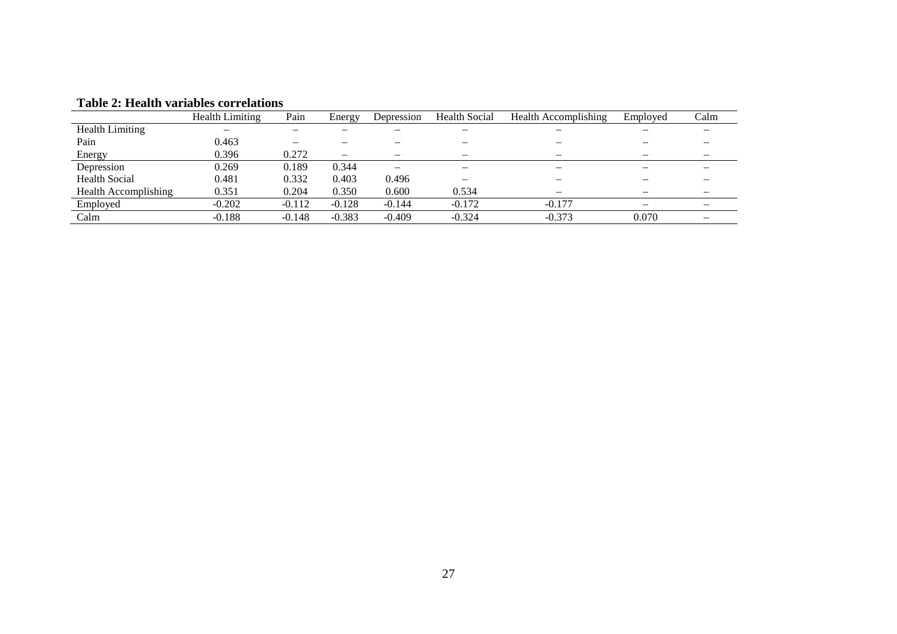**Table 2: Health variables correlations**

| | Health Limiting | Pain | Energy | Depression | Health Social | Health Accomplishing | Employed | Calm |
|---|---|---|---|---|---|---|---|---|
| Health Limiting | – | – | – | – | – | – | – | – |
| Pain | 0.463 | – | – | – | – | – | – | – |
| Energy | 0.396 | 0.272 | – | – | – | – | – | – |
| Depression | 0.269 | 0.189 | 0.344 | – | – | – | – | – |
| Health Social | 0.481 | 0.332 | 0.403 | 0.496 | – | – | – | – |
| Health Accomplishing | 0.351 | 0.204 | 0.350 | 0.600 | 0.534 | – | – | – |
| Employed | -0.202 | -0.112 | -0.128 | -0.144 | -0.172 | -0.177 | – | – |
| Calm | -0.188 | -0.148 | -0.383 | -0.409 | -0.324 | -0.373 | 0.070 | – |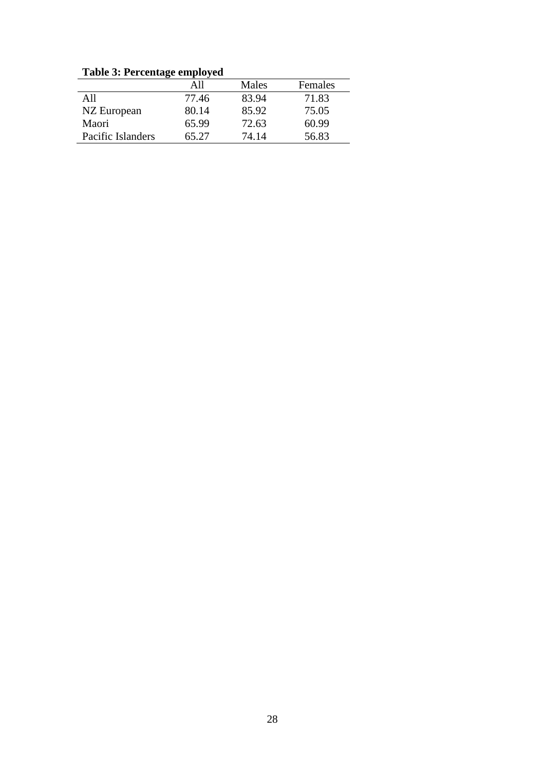**Table 3: Percentage employed**

| | All | Males | Females |
|---|---|---|---|
| All | 77.46 | 83.94 | 71.83 |
| NZ European | 80.14 | 85.92 | 75.05 |
| Maori | 65.99 | 72.63 | 60.99 |
| Pacific Islanders | 65.27 | 74.14 | 56.83 |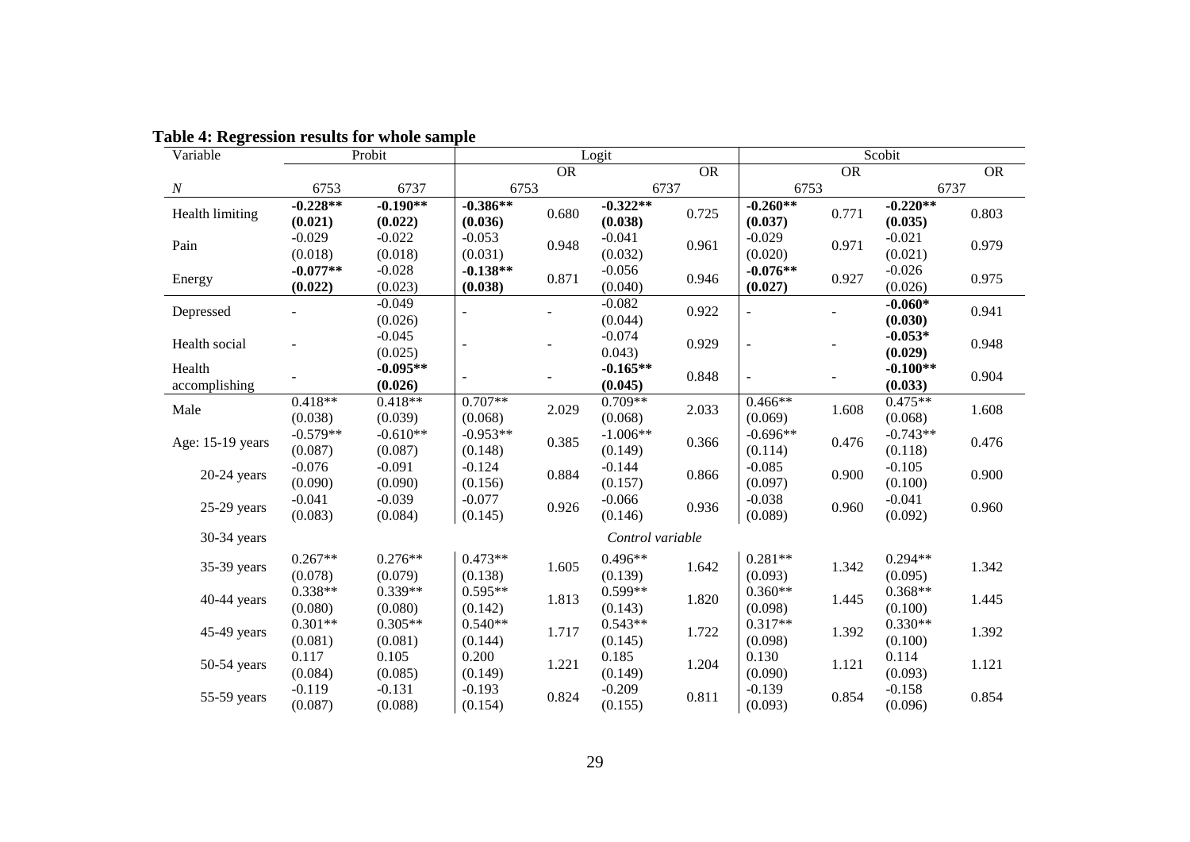**Table 4: Regression results for whole sample**

| Variable | Probit | | Logit | | | | Scobit | | | |
|---|---|---|---|---|---|---|---|---|---|---|
| | | | | OR | | OR | | OR | | OR |
| *N* | 6753 | 6737 | 6753 | | 6737 | | 6753 | | 6737 | |
| Health limiting | **-0.228**** **(0.021)** | **-0.190**** **(0.022)** | **-0.386**** **(0.036)** | 0.680 | **-0.322**** **(0.038)** | 0.725 | **-0.260**** **(0.037)** | 0.771 | **-0.220**** **(0.035)** | 0.803 |
| Pain | -0.029 (0.018) | -0.022 (0.018) | -0.053 (0.031) | 0.948 | -0.041 (0.032) | 0.961 | -0.029 (0.020) | 0.971 | -0.021 (0.021) | 0.979 |
| Energy | **-0.077**** **(0.022)** | -0.028 (0.023) | **-0.138**** **(0.038)** | 0.871 | -0.056 (0.040) | 0.946 | **-0.076**** **(0.027)** | 0.927 | -0.026 (0.026) | 0.975 |
| Depressed | - | -0.049 (0.026) | - | - | -0.082 (0.044) | 0.922 | - | - | **-0.060*** **(0.030)** | 0.941 |
| Health social | - | -0.045 (0.025) | - | - | -0.074 0.043) | 0.929 | - | - | **-0.053*** **(0.029)** | 0.948 |
| Health accomplishing | - | **-0.095**** **(0.026)** | - | - | **-0.165**** **(0.045)** | 0.848 | - | - | **-0.100**** **(0.033)** | 0.904 |
| Male | 0.418** (0.038) | 0.418** (0.039) | 0.707** (0.068) | 2.029 | 0.709** (0.068) | 2.033 | 0.466** (0.069) | 1.608 | 0.475** (0.068) | 1.608 |
| Age: 15-19 years | -0.579** (0.087) | -0.610** (0.087) | -0.953** (0.148) | 0.385 | -1.006** (0.149) | 0.366 | -0.696** (0.114) | 0.476 | -0.743** (0.118) | 0.476 |
| 20-24 years | -0.076 (0.090) | -0.091 (0.090) | -0.124 (0.156) | 0.884 | -0.144 (0.157) | 0.866 | -0.085 (0.097) | 0.900 | -0.105 (0.100) | 0.900 |
| 25-29 years | -0.041 (0.083) | -0.039 (0.084) | -0.077 (0.145) | 0.926 | -0.066 (0.146) | 0.936 | -0.038 (0.089) | 0.960 | -0.041 (0.092) | 0.960 |
| 30-34 years | | | | | *Control variable* | | | | | |
| 35-39 years | 0.267** (0.078) | 0.276** (0.079) | 0.473** (0.138) | 1.605 | 0.496** (0.139) | 1.642 | 0.281** (0.093) | 1.342 | 0.294** (0.095) | 1.342 |
| 40-44 years | 0.338** (0.080) | 0.339** (0.080) | 0.595** (0.142) | 1.813 | 0.599** (0.143) | 1.820 | 0.360** (0.098) | 1.445 | 0.368** (0.100) | 1.445 |
| 45-49 years | 0.301** (0.081) | 0.305** (0.081) | 0.540** (0.144) | 1.717 | 0.543** (0.145) | 1.722 | 0.317** (0.098) | 1.392 | 0.330** (0.100) | 1.392 |
| 50-54 years | 0.117 (0.084) | 0.105 (0.085) | 0.200 (0.149) | 1.221 | 0.185 (0.149) | 1.204 | 0.130 (0.090) | 1.121 | 0.114 (0.093) | 1.121 |
| 55-59 years | -0.119 (0.087) | -0.131 (0.088) | -0.193 (0.154) | 0.824 | -0.209 (0.155) | 0.811 | -0.139 (0.093) | 0.854 | -0.158 (0.096) | 0.854 |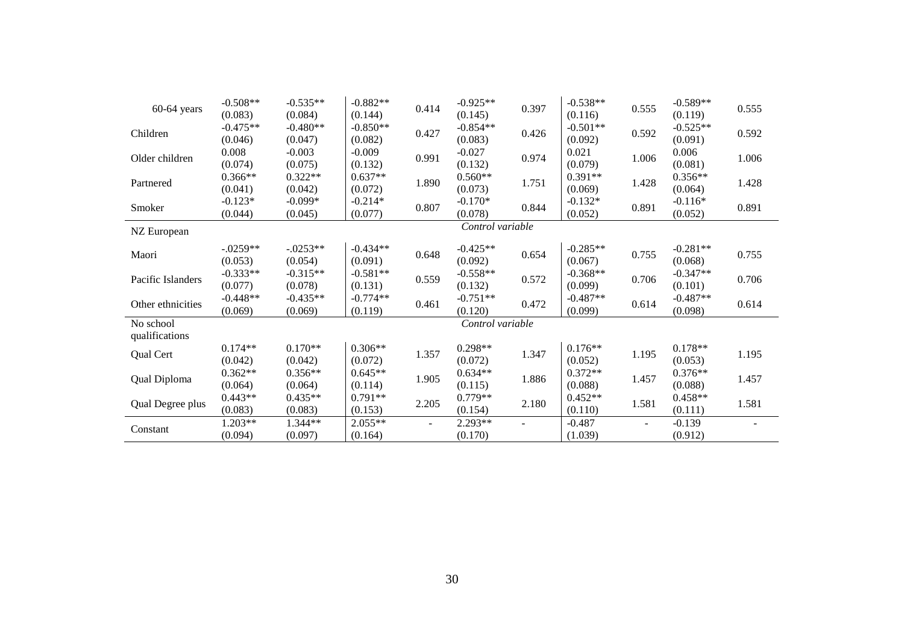| | | | | | | | | | | |
|---|---|---|---|---|---|---|---|---|---|---|
| 60-64 years | -0.508** (0.083) | -0.535** (0.084) | -0.882** (0.144) | 0.414 | -0.925** (0.145) | 0.397 | -0.538** (0.116) | 0.555 | -0.589** (0.119) | 0.555 |
| Children | -0.475** (0.046) | -0.480** (0.047) | -0.850** (0.082) | 0.427 | -0.854** (0.083) | 0.426 | -0.501** (0.092) | 0.592 | -0.525** (0.091) | 0.592 |
| Older children | 0.008 (0.074) | -0.003 (0.075) | -0.009 (0.132) | 0.991 | -0.027 (0.132) | 0.974 | 0.021 (0.079) | 1.006 | 0.006 (0.081) | 1.006 |
| Partnered | 0.366** (0.041) | 0.322** (0.042) | 0.637** (0.072) | 1.890 | 0.560** (0.073) | 1.751 | 0.391** (0.069) | 1.428 | 0.356** (0.064) | 1.428 |
| Smoker | -0.123* (0.044) | -0.099* (0.045) | -0.214* (0.077) | 0.807 | -0.170* (0.078) | 0.844 | -0.132* (0.052) | 0.891 | -0.116* (0.052) | 0.891 |
| NZ European | | | | | *Control variable* | | | | | |
| Maori | -.0259** (0.053) | -.0253** (0.054) | -0.434** (0.091) | 0.648 | -0.425** (0.092) | 0.654 | -0.285** (0.067) | 0.755 | -0.281** (0.068) | 0.755 |
| Pacific Islanders | -0.333** (0.077) | -0.315** (0.078) | -0.581** (0.131) | 0.559 | -0.558** (0.132) | 0.572 | -0.368** (0.099) | 0.706 | -0.347** (0.101) | 0.706 |
| Other ethnicities | -0.448** (0.069) | -0.435** (0.069) | -0.774** (0.119) | 0.461 | -0.751** (0.120) | 0.472 | -0.487** (0.099) | 0.614 | -0.487** (0.098) | 0.614 |
| No school qualifications | | | | | *Control variable* | | | | | |
| Qual Cert | 0.174** (0.042) | 0.170** (0.042) | 0.306** (0.072) | 1.357 | 0.298** (0.072) | 1.347 | 0.176** (0.052) | 1.195 | 0.178** (0.053) | 1.195 |
| Qual Diploma | 0.362** (0.064) | 0.356** (0.064) | 0.645** (0.114) | 1.905 | 0.634** (0.115) | 1.886 | 0.372** (0.088) | 1.457 | 0.376** (0.088) | 1.457 |
| Qual Degree plus | 0.443** (0.083) | 0.435** (0.083) | 0.791** (0.153) | 2.205 | 0.779** (0.154) | 2.180 | 0.452** (0.110) | 1.581 | 0.458** (0.111) | 1.581 |
| Constant | 1.203** (0.094) | 1.344** (0.097) | 2.055** (0.164) | - | 2.293** (0.170) | - | -0.487 (1.039) | - | -0.139 (0.912) | - |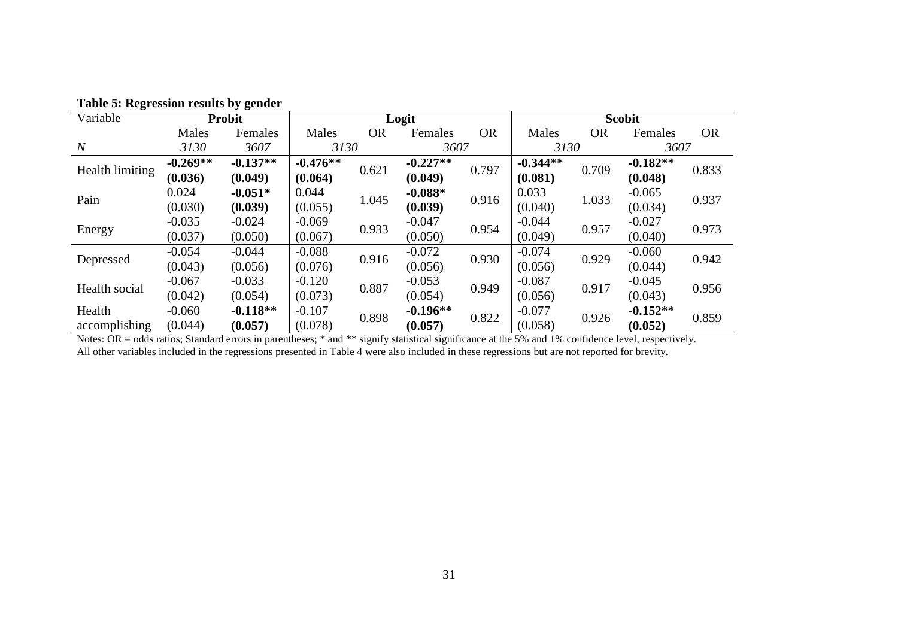**Table 5: Regression results by gender**

| Variable | Probit | | Logit | | | | Scobit | | | |
|---|---|---|---|---|---|---|---|---|---|---|
| | Males | Females | Males | OR | Females | OR | Males | OR | Females | OR |
| *N* | *3130* | *3607* | *3130* | | *3607* | | *3130* | | *3607* | |
| Health limiting | **-0.269\*\*** **(0.036)** | **-0.137\*\*** **(0.049)** | **-0.476\*\*** **(0.064)** | 0.621 | **-0.227\*\*** **(0.049)** | 0.797 | **-0.344\*\*** **(0.081)** | 0.709 | **-0.182\*\*** **(0.048)** | 0.833 |
| Pain | 0.024 (0.030) | **-0.051\*** **(0.039)** | 0.044 (0.055) | 1.045 | **-0.088\*** **(0.039)** | 0.916 | 0.033 (0.040) | 1.033 | -0.065 (0.034) | 0.937 |
| Energy | -0.035 (0.037) | -0.024 (0.050) | -0.069 (0.067) | 0.933 | -0.047 (0.050) | 0.954 | -0.044 (0.049) | 0.957 | -0.027 (0.040) | 0.973 |
| Depressed | -0.054 (0.043) | -0.044 (0.056) | -0.088 (0.076) | 0.916 | -0.072 (0.056) | 0.930 | -0.074 (0.056) | 0.929 | -0.060 (0.044) | 0.942 |
| Health social | -0.067 (0.042) | -0.033 (0.054) | -0.120 (0.073) | 0.887 | -0.053 (0.054) | 0.949 | -0.087 (0.056) | 0.917 | -0.045 (0.043) | 0.956 |
| Health accomplishing | -0.060 (0.044) | **-0.118\*\*** **(0.057)** | -0.107 (0.078) | 0.898 | **-0.196\*\*** **(0.057)** | 0.822 | -0.077 (0.058) | 0.926 | **-0.152\*\*** **(0.052)** | 0.859 |

Notes: OR = odds ratios; Standard errors in parentheses; * and ** signify statistical significance at the 5% and 1% confidence level, respectively.
All other variables included in the regressions presented in Table 4 were also included in these regressions but are not reported for brevity.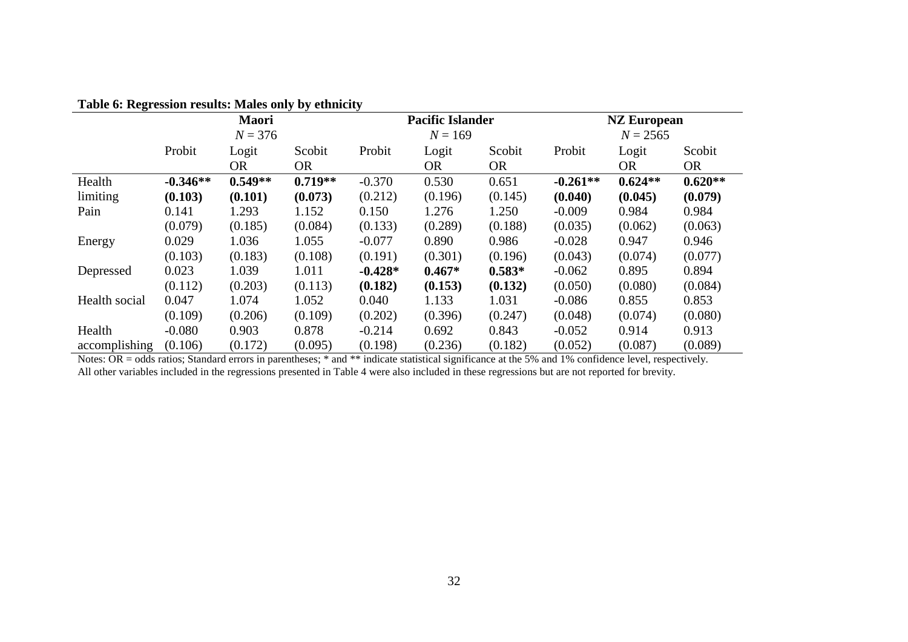**Table 6: Regression results: Males only by ethnicity**

| | Maori | | | Pacific Islander | | | NZ European | | |
|---|---|---|---|---|---|---|---|---|---|
| | *N* = 376 | | | *N* = 169 | | | *N* = 2565 | | |
| | Probit | Logit OR | Scobit OR | Probit | Logit OR | Scobit OR | Probit | Logit OR | Scobit OR |
| Health limiting | **-0.346**** | **0.549**** | **0.719**** | -0.370 | 0.530 | 0.651 | **-0.261**** | **0.624**** | **0.620**** |
| | **(0.103)** | **(0.101)** | **(0.073)** | (0.212) | (0.196) | (0.145) | **(0.040)** | **(0.045)** | **(0.079)** |
| Pain | 0.141 | 1.293 | 1.152 | 0.150 | 1.276 | 1.250 | -0.009 | 0.984 | 0.984 |
| | (0.079) | (0.185) | (0.084) | (0.133) | (0.289) | (0.188) | (0.035) | (0.062) | (0.063) |
| Energy | 0.029 | 1.036 | 1.055 | -0.077 | 0.890 | 0.986 | -0.028 | 0.947 | 0.946 |
| | (0.103) | (0.183) | (0.108) | (0.191) | (0.301) | (0.196) | (0.043) | (0.074) | (0.077) |
| Depressed | 0.023 | 1.039 | 1.011 | **-0.428*** | **0.467*** | **0.583*** | -0.062 | 0.895 | 0.894 |
| | (0.112) | (0.203) | (0.113) | **(0.182)** | **(0.153)** | **(0.132)** | (0.050) | (0.080) | (0.084) |
| Health social | 0.047 | 1.074 | 1.052 | 0.040 | 1.133 | 1.031 | -0.086 | 0.855 | 0.853 |
| | (0.109) | (0.206) | (0.109) | (0.202) | (0.396) | (0.247) | (0.048) | (0.074) | (0.080) |
| Health accomplishing | -0.080 | 0.903 | 0.878 | -0.214 | 0.692 | 0.843 | -0.052 | 0.914 | 0.913 |
| | (0.106) | (0.172) | (0.095) | (0.198) | (0.236) | (0.182) | (0.052) | (0.087) | (0.089) |

Notes: OR = odds ratios; Standard errors in parentheses; * and ** indicate statistical significance at the 5% and 1% confidence level, respectively. All other variables included in the regressions presented in Table 4 were also included in these regressions but are not reported for brevity.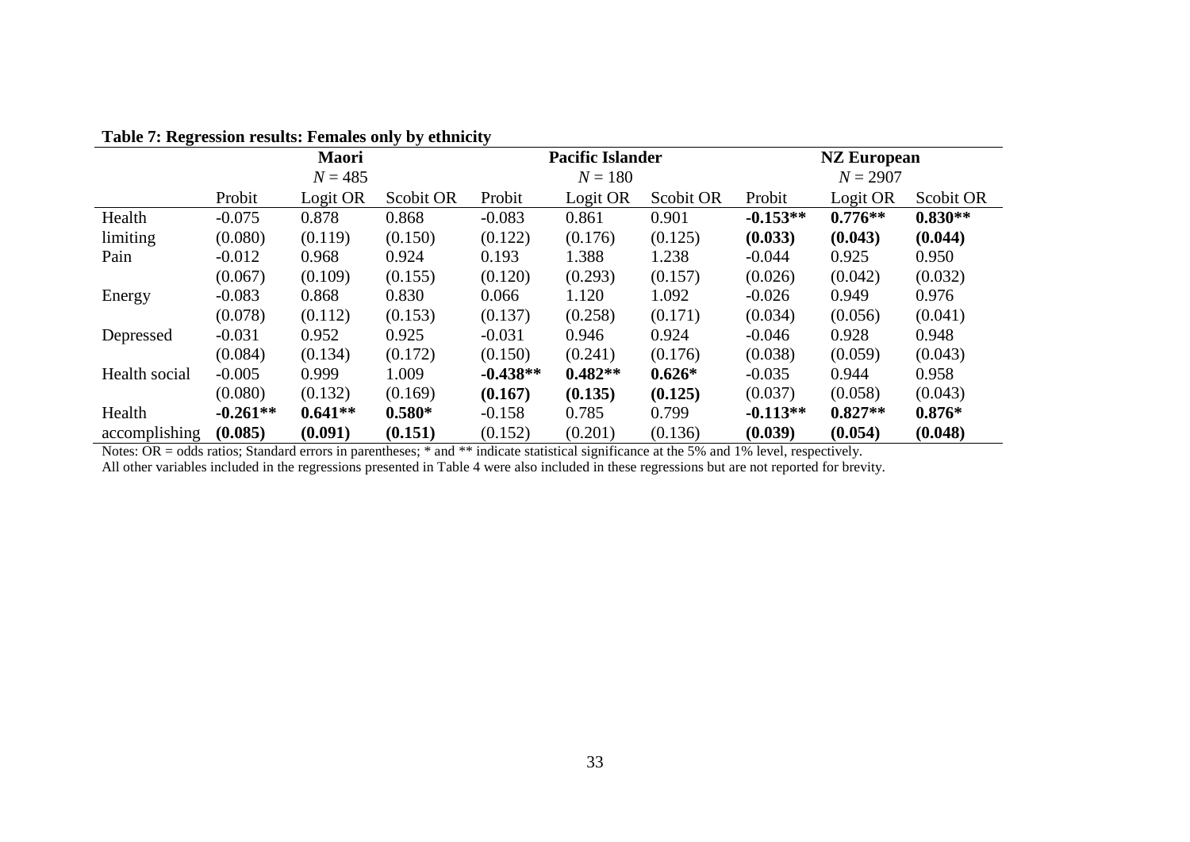**Table 7: Regression results: Females only by ethnicity**

| | **Maori** | | | **Pacific Islander** | | | **NZ European** | | |
|---|---|---|---|---|---|---|---|---|---|
| | $N = 485$ | | | $N = 180$ | | | $N = 2907$ | | |
| | Probit | Logit OR | Scobit OR | Probit | Logit OR | Scobit OR | Probit | Logit OR | Scobit OR |
| Health | -0.075 | 0.878 | 0.868 | -0.083 | 0.861 | 0.901 | **-0.153**** | **0.776**** | **0.830**** |
| limiting | (0.080) | (0.119) | (0.150) | (0.122) | (0.176) | (0.125) | **(0.033)** | **(0.043)** | **(0.044)** |
| Pain | -0.012 | 0.968 | 0.924 | 0.193 | 1.388 | 1.238 | -0.044 | 0.925 | 0.950 |
| | (0.067) | (0.109) | (0.155) | (0.120) | (0.293) | (0.157) | (0.026) | (0.042) | (0.032) |
| Energy | -0.083 | 0.868 | 0.830 | 0.066 | 1.120 | 1.092 | -0.026 | 0.949 | 0.976 |
| | (0.078) | (0.112) | (0.153) | (0.137) | (0.258) | (0.171) | (0.034) | (0.056) | (0.041) |
| Depressed | -0.031 | 0.952 | 0.925 | -0.031 | 0.946 | 0.924 | -0.046 | 0.928 | 0.948 |
| | (0.084) | (0.134) | (0.172) | (0.150) | (0.241) | (0.176) | (0.038) | (0.059) | (0.043) |
| Health social | -0.005 | 0.999 | 1.009 | **-0.438**** | **0.482**** | **0.626*** | -0.035 | 0.944 | 0.958 |
| | (0.080) | (0.132) | (0.169) | **(0.167)** | **(0.135)** | **(0.125)** | (0.037) | (0.058) | (0.043) |
| Health | **-0.261**** | **0.641**** | **0.580*** | -0.158 | 0.785 | 0.799 | **-0.113**** | **0.827**** | **0.876*** |
| accomplishing | **(0.085)** | **(0.091)** | **(0.151)** | (0.152) | (0.201) | (0.136) | **(0.039)** | **(0.054)** | **(0.048)** |

Notes: OR = odds ratios; Standard errors in parentheses; * and ** indicate statistical significance at the 5% and 1% level, respectively.
All other variables included in the regressions presented in Table 4 were also included in these regressions but are not reported for brevity.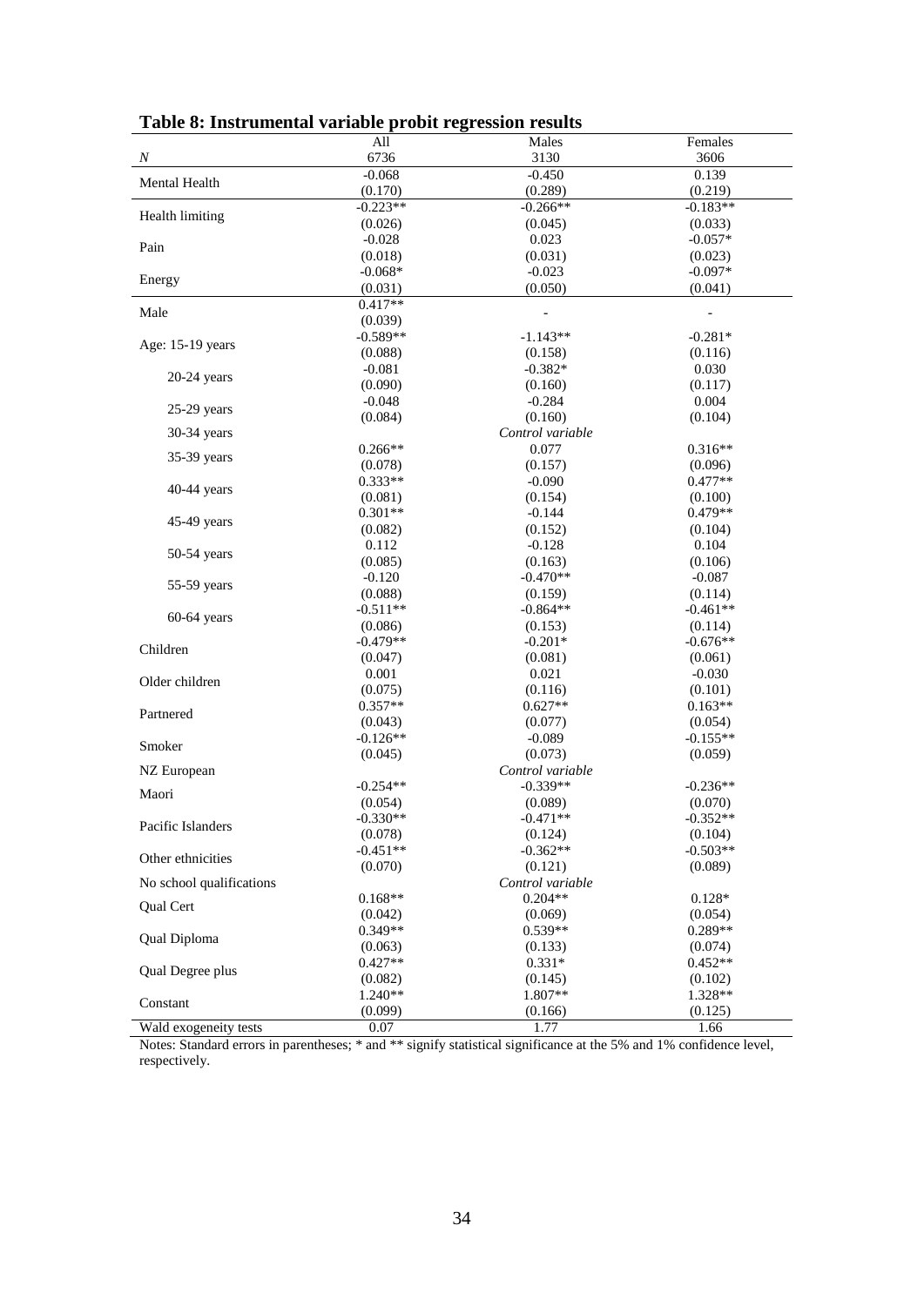**Table 8: Instrumental variable probit regression results**

| | All | Males | Females |
|---|---|---|---|
| *N* | 6736 | 3130 | 3606 |
| Mental Health | -0.068 | -0.450 | 0.139 |
| | (0.170) | (0.289) | (0.219) |
| Health limiting | -0.223** | -0.266** | -0.183** |
| | (0.026) | (0.045) | (0.033) |
| Pain | -0.028 | 0.023 | -0.057* |
| | (0.018) | (0.031) | (0.023) |
| Energy | -0.068* | -0.023 | -0.097* |
| | (0.031) | (0.050) | (0.041) |
| Male | 0.417** | - | - |
| | (0.039) | | |
| Age: 15-19 years | -0.589** | -1.143** | -0.281* |
| | (0.088) | (0.158) | (0.116) |
| 20-24 years | -0.081 | -0.382* | 0.030 |
| | (0.090) | (0.160) | (0.117) |
| 25-29 years | -0.048 | -0.284 | 0.004 |
| | (0.084) | (0.160) | (0.104) |
| 30-34 years | | *Control variable* | |
| 35-39 years | 0.266** | 0.077 | 0.316** |
| | (0.078) | (0.157) | (0.096) |
| 40-44 years | 0.333** | -0.090 | 0.477** |
| | (0.081) | (0.154) | (0.100) |
| 45-49 years | 0.301** | -0.144 | 0.479** |
| | (0.082) | (0.152) | (0.104) |
| 50-54 years | 0.112 | -0.128 | 0.104 |
| | (0.085) | (0.163) | (0.106) |
| 55-59 years | -0.120 | -0.470** | -0.087 |
| | (0.088) | (0.159) | (0.114) |
| 60-64 years | -0.511** | -0.864** | -0.461** |
| | (0.086) | (0.153) | (0.114) |
| Children | -0.479** | -0.201* | -0.676** |
| | (0.047) | (0.081) | (0.061) |
| Older children | 0.001 | 0.021 | -0.030 |
| | (0.075) | (0.116) | (0.101) |
| Partnered | 0.357** | 0.627** | 0.163** |
| | (0.043) | (0.077) | (0.054) |
| Smoker | -0.126** | -0.089 | -0.155** |
| | (0.045) | (0.073) | (0.059) |
| NZ European | | *Control variable* | |
| Maori | -0.254** | -0.339** | -0.236** |
| | (0.054) | (0.089) | (0.070) |
| Pacific Islanders | -0.330** | -0.471** | -0.352** |
| | (0.078) | (0.124) | (0.104) |
| Other ethnicities | -0.451** | -0.362** | -0.503** |
| | (0.070) | (0.121) | (0.089) |
| No school qualifications | | *Control variable* | |
| Qual Cert | 0.168** | 0.204** | 0.128* |
| | (0.042) | (0.069) | (0.054) |
| Qual Diploma | 0.349** | 0.539** | 0.289** |
| | (0.063) | (0.133) | (0.074) |
| Qual Degree plus | 0.427** | 0.331* | 0.452** |
| | (0.082) | (0.145) | (0.102) |
| Constant | 1.240** | 1.807** | 1.328** |
| | (0.099) | (0.166) | (0.125) |
| Wald exogeneity tests | 0.07 | 1.77 | 1.66 |

Notes: Standard errors in parentheses; * and ** signify statistical significance at the 5% and 1% confidence level, respectively.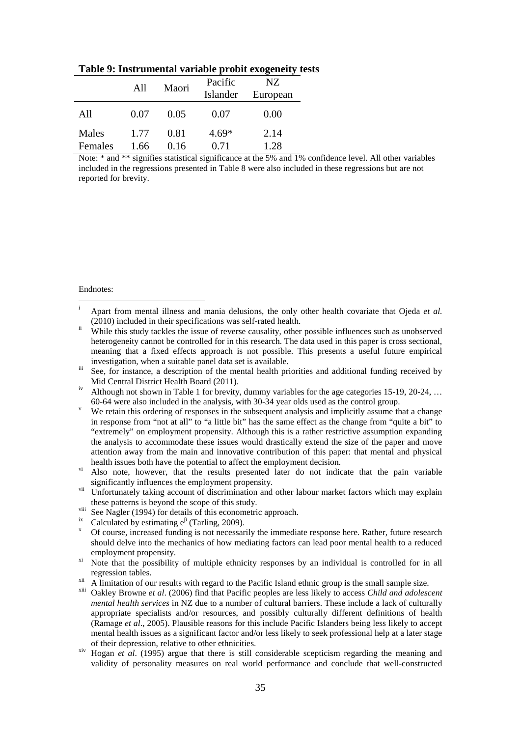**Table 9: Instrumental variable probit exogeneity tests**

| | All | Maori | Pacific Islander | NZ European |
|---|---|---|---|---|
| All | 0.07 | 0.05 | 0.07 | 0.00 |
| Males | 1.77 | 0.81 | 4.69* | 2.14 |
| Females | 1.66 | 0.16 | 0.71 | 1.28 |

Note: * and ** signifies statistical significance at the 5% and 1% confidence level. All other variables included in the regressions presented in Table 8 were also included in these regressions but are not reported for brevity.

Endnotes:

i Apart from mental illness and mania delusions, the only other health covariate that Ojeda *et al.* (2010) included in their specifications was self-rated health.

ii While this study tackles the issue of reverse causality, other possible influences such as unobserved heterogeneity cannot be controlled for in this research. The data used in this paper is cross sectional, meaning that a fixed effects approach is not possible. This presents a useful future empirical investigation, when a suitable panel data set is available.

iii See, for instance, a description of the mental health priorities and additional funding received by Mid Central District Health Board (2011).

iv Although not shown in Table 1 for brevity, dummy variables for the age categories 15-19, 20-24, … 60-64 were also included in the analysis, with 30-34 year olds used as the control group.

v We retain this ordering of responses in the subsequent analysis and implicitly assume that a change in response from "not at all" to "a little bit" has the same effect as the change from "quite a bit" to "extremely" on employment propensity. Although this is a rather restrictive assumption expanding the analysis to accommodate these issues would drastically extend the size of the paper and move attention away from the main and innovative contribution of this paper: that mental and physical health issues both have the potential to affect the employment decision.

vi Also note, however, that the results presented later do not indicate that the pain variable significantly influences the employment propensity.

vii Unfortunately taking account of discrimination and other labour market factors which may explain these patterns is beyond the scope of this study.

viii See Nagler (1994) for details of this econometric approach.

ix Calculated by estimating $e^{\beta}$ (Tarling, 2009).

x Of course, increased funding is not necessarily the immediate response here. Rather, future research should delve into the mechanics of how mediating factors can lead poor mental health to a reduced employment propensity.

xi Note that the possibility of multiple ethnicity responses by an individual is controlled for in all regression tables.

xii A limitation of our results with regard to the Pacific Island ethnic group is the small sample size.

xiii Oakley Browne *et al*. (2006) find that Pacific peoples are less likely to access *Child and adolescent mental health services* in NZ due to a number of cultural barriers. These include a lack of culturally appropriate specialists and/or resources, and possibly culturally different definitions of health (Ramage *et al*., 2005). Plausible reasons for this include Pacific Islanders being less likely to accept mental health issues as a significant factor and/or less likely to seek professional help at a later stage of their depression, relative to other ethnicities.

xiv Hogan *et al*. (1995) argue that there is still considerable scepticism regarding the meaning and validity of personality measures on real world performance and conclude that well-constructed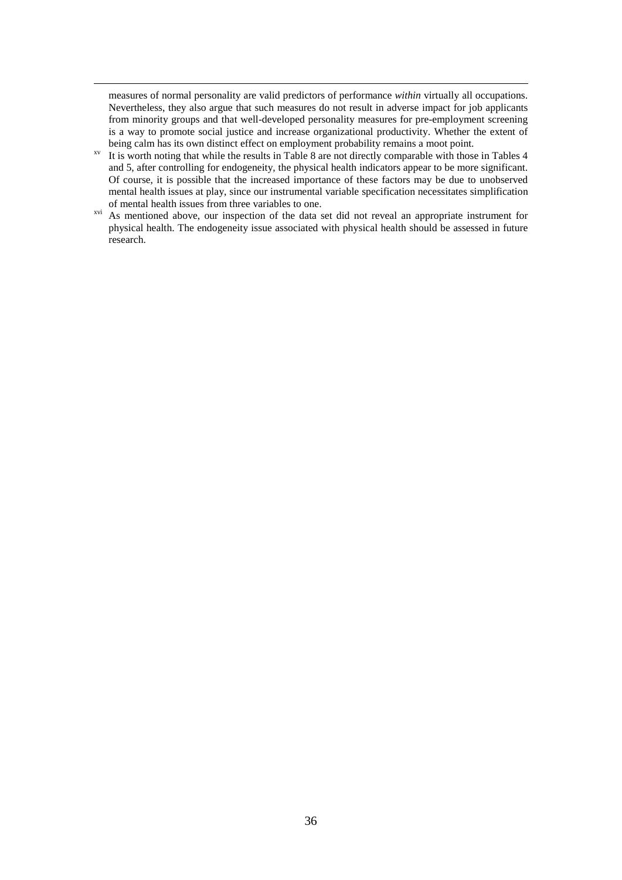measures of normal personality are valid predictors of performance *within* virtually all occupations. Nevertheless, they also argue that such measures do not result in adverse impact for job applicants from minority groups and that well-developed personality measures for pre-employment screening is a way to promote social justice and increase organizational productivity. Whether the extent of being calm has its own distinct effect on employment probability remains a moot point.

[xv] It is worth noting that while the results in Table 8 are not directly comparable with those in Tables 4 and 5, after controlling for endogeneity, the physical health indicators appear to be more significant. Of course, it is possible that the increased importance of these factors may be due to unobserved mental health issues at play, since our instrumental variable specification necessitates simplification of mental health issues from three variables to one.

[xvi] As mentioned above, our inspection of the data set did not reveal an appropriate instrument for physical health. The endogeneity issue associated with physical health should be assessed in future research.